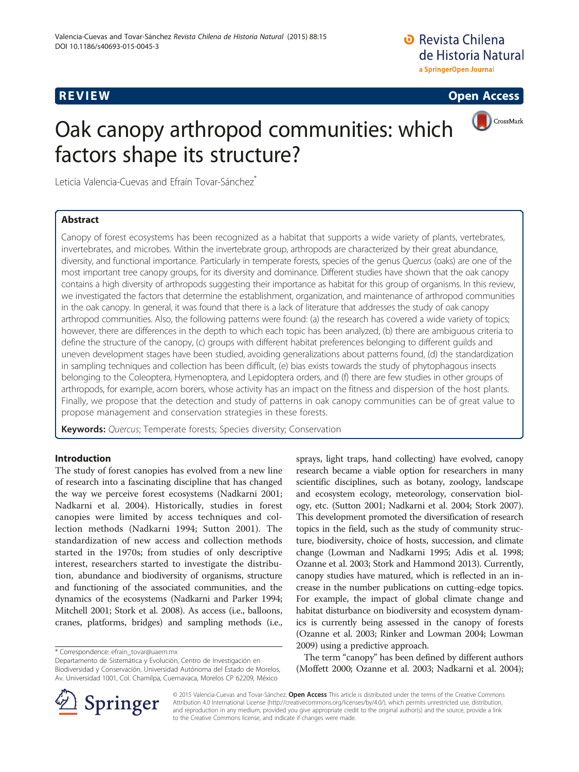**REVIEW** **Open Access**

# Oak canopy arthropod communities: which factors shape its structure?

Leticia Valencia-Cuevas and Efraín Tovar-Sánchez*

## Abstract

Canopy of forest ecosystems has been recognized as a habitat that supports a wide variety of plants, vertebrates, invertebrates, and microbes. Within the invertebrate group, arthropods are characterized by their great abundance, diversity, and functional importance. Particularly in temperate forests, species of the genus *Quercus* (oaks) are one of the most important tree canopy groups, for its diversity and dominance. Different studies have shown that the oak canopy contains a high diversity of arthropods suggesting their importance as habitat for this group of organisms. In this review, we investigated the factors that determine the establishment, organization, and maintenance of arthropod communities in the oak canopy. In general, it was found that there is a lack of literature that addresses the study of oak canopy arthropod communities. Also, the following patterns were found: (a) the research has covered a wide variety of topics; however, there are differences in the depth to which each topic has been analyzed, (b) there are ambiguous criteria to define the structure of the canopy, (c) groups with different habitat preferences belonging to different guilds and uneven development stages have been studied, avoiding generalizations about patterns found, (d) the standardization in sampling techniques and collection has been difficult, (e) bias exists towards the study of phytophagous insects belonging to the Coleoptera, Hymenoptera, and Lepidoptera orders, and (f) there are few studies in other groups of arthropods, for example, acorn borers, whose activity has an impact on the fitness and dispersion of the host plants. Finally, we propose that the detection and study of patterns in oak canopy communities can be of great value to propose management and conservation strategies in these forests.

**Keywords:** *Quercus*; Temperate forests; Species diversity; Conservation

## Introduction

The study of forest canopies has evolved from a new line of research into a fascinating discipline that has changed the way we perceive forest ecosystems (Nadkarni 2001; Nadkarni et al. 2004). Historically, studies in forest canopies were limited by access techniques and collection methods (Nadkarni 1994; Sutton 2001). The standardization of new access and collection methods started in the 1970s; from studies of only descriptive interest, researchers started to investigate the distribution, abundance and biodiversity of organisms, structure and functioning of the associated communities, and the dynamics of the ecosystems (Nadkarni and Parker 1994; Mitchell 2001; Stork et al. 2008). As access (i.e., balloons, cranes, platforms, bridges) and sampling methods (i.e., sprays, light traps, hand collecting) have evolved, canopy research became a viable option for researchers in many scientific disciplines, such as botany, zoology, landscape and ecosystem ecology, meteorology, conservation biology, etc. (Sutton 2001; Nadkarni et al. 2004; Stork 2007). This development promoted the diversification of research topics in the field, such as the study of community structure, biodiversity, choice of hosts, succession, and climate change (Lowman and Nadkarni 1995; Adis et al. 1998; Ozanne et al. 2003; Stork and Hammond 2013). Currently, canopy studies have matured, which is reflected in an increase in the number publications on cutting-edge topics. For example, the impact of global climate change and habitat disturbance on biodiversity and ecosystem dynamics is currently being assessed in the canopy of forests (Ozanne et al. 2003; Rinker and Lowman 2004; Lowman 2009) using a predictive approach.

The term "canopy" has been defined by different authors (Moffett 2000; Ozanne et al. 2003; Nadkarni et al. 2004);

\* Correspondence: efrain_tovar@uaem.mx
Departamento de Sistemática y Evolución, Centro de Investigación en Biodiversidad y Conservación, Universidad Autónoma del Estado de Morelos, Av. Universidad 1001, Col. Chamilpa, Cuernavaca, Morelos CP 62209, México

© 2015 Valencia-Cuevas and Tovar-Sánchez. **Open Access** This article is distributed under the terms of the Creative Commons Attribution 4.0 International License (http://creativecommons.org/licenses/by/4.0/), which permits unrestricted use, distribution, and reproduction in any medium, provided you give appropriate credit to the original author(s) and the source, provide a link to the Creative Commons license, and indicate if changes were made.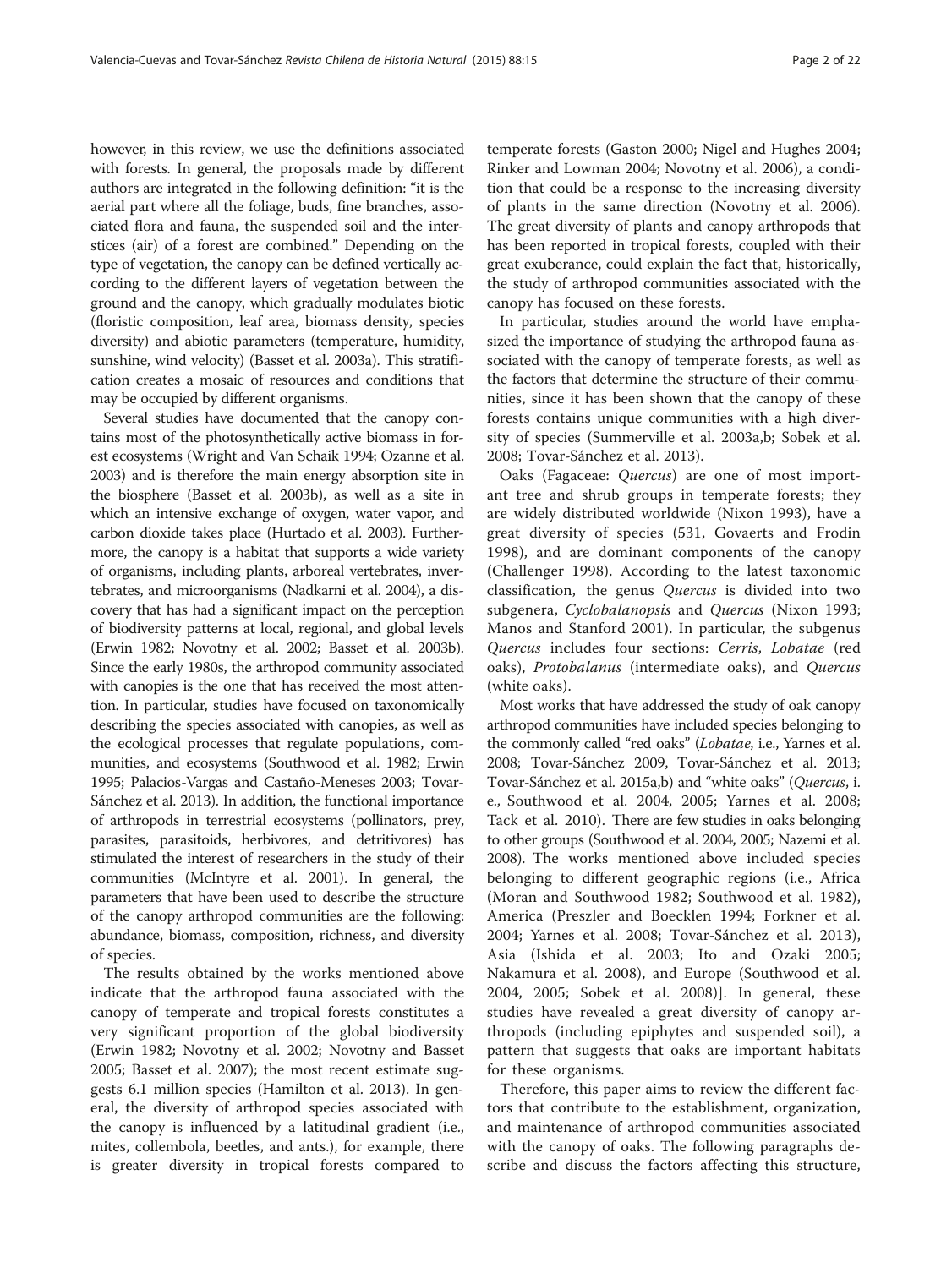however, in this review, we use the definitions associated with forests. In general, the proposals made by different authors are integrated in the following definition: "it is the aerial part where all the foliage, buds, fine branches, associated flora and fauna, the suspended soil and the interstices (air) of a forest are combined." Depending on the type of vegetation, the canopy can be defined vertically according to the different layers of vegetation between the ground and the canopy, which gradually modulates biotic (floristic composition, leaf area, biomass density, species diversity) and abiotic parameters (temperature, humidity, sunshine, wind velocity) (Basset et al. 2003a). This stratification creates a mosaic of resources and conditions that may be occupied by different organisms.

Several studies have documented that the canopy contains most of the photosynthetically active biomass in forest ecosystems (Wright and Van Schaik 1994; Ozanne et al. 2003) and is therefore the main energy absorption site in the biosphere (Basset et al. 2003b), as well as a site in which an intensive exchange of oxygen, water vapor, and carbon dioxide takes place (Hurtado et al. 2003). Furthermore, the canopy is a habitat that supports a wide variety of organisms, including plants, arboreal vertebrates, invertebrates, and microorganisms (Nadkarni et al. 2004), a discovery that has had a significant impact on the perception of biodiversity patterns at local, regional, and global levels (Erwin 1982; Novotny et al. 2002; Basset et al. 2003b). Since the early 1980s, the arthropod community associated with canopies is the one that has received the most attention. In particular, studies have focused on taxonomically describing the species associated with canopies, as well as the ecological processes that regulate populations, communities, and ecosystems (Southwood et al. 1982; Erwin 1995; Palacios-Vargas and Castaño-Meneses 2003; Tovar-Sánchez et al. 2013). In addition, the functional importance of arthropods in terrestrial ecosystems (pollinators, prey, parasites, parasitoids, herbivores, and detritivores) has stimulated the interest of researchers in the study of their communities (McIntyre et al. 2001). In general, the parameters that have been used to describe the structure of the canopy arthropod communities are the following: abundance, biomass, composition, richness, and diversity of species.

The results obtained by the works mentioned above indicate that the arthropod fauna associated with the canopy of temperate and tropical forests constitutes a very significant proportion of the global biodiversity (Erwin 1982; Novotny et al. 2002; Novotny and Basset 2005; Basset et al. 2007); the most recent estimate suggests 6.1 million species (Hamilton et al. 2013). In general, the diversity of arthropod species associated with the canopy is influenced by a latitudinal gradient (i.e., mites, collembola, beetles, and ants.), for example, there is greater diversity in tropical forests compared to temperate forests (Gaston 2000; Nigel and Hughes 2004; Rinker and Lowman 2004; Novotny et al. 2006), a condition that could be a response to the increasing diversity of plants in the same direction (Novotny et al. 2006). The great diversity of plants and canopy arthropods that has been reported in tropical forests, coupled with their great exuberance, could explain the fact that, historically, the study of arthropod communities associated with the canopy has focused on these forests.

In particular, studies around the world have emphasized the importance of studying the arthropod fauna associated with the canopy of temperate forests, as well as the factors that determine the structure of their communities, since it has been shown that the canopy of these forests contains unique communities with a high diversity of species (Summerville et al. 2003a,b; Sobek et al. 2008; Tovar-Sánchez et al. 2013).

Oaks (Fagaceae: *Quercus*) are one of most important tree and shrub groups in temperate forests; they are widely distributed worldwide (Nixon 1993), have a great diversity of species (531, Govaerts and Frodin 1998), and are dominant components of the canopy (Challenger 1998). According to the latest taxonomic classification, the genus *Quercus* is divided into two subgenera, *Cyclobalanopsis* and *Quercus* (Nixon 1993; Manos and Stanford 2001). In particular, the subgenus *Quercus* includes four sections: *Cerris*, *Lobatae* (red oaks), *Protobalanus* (intermediate oaks), and *Quercus* (white oaks).

Most works that have addressed the study of oak canopy arthropod communities have included species belonging to the commonly called "red oaks" (*Lobatae*, i.e., Yarnes et al. 2008; Tovar-Sánchez 2009, Tovar-Sánchez et al. 2013; Tovar-Sánchez et al. 2015a,b) and "white oaks" (*Quercus*, i.e., Southwood et al. 2004, 2005; Yarnes et al. 2008; Tack et al. 2010). There are few studies in oaks belonging to other groups (Southwood et al. 2004, 2005; Nazemi et al. 2008). The works mentioned above included species belonging to different geographic regions (i.e., Africa (Moran and Southwood 1982; Southwood et al. 1982), America (Preszler and Boecklen 1994; Forkner et al. 2004; Yarnes et al. 2008; Tovar-Sánchez et al. 2013), Asia (Ishida et al. 2003; Ito and Ozaki 2005; Nakamura et al. 2008), and Europe (Southwood et al. 2004, 2005; Sobek et al. 2008)]. In general, these studies have revealed a great diversity of canopy arthropods (including epiphytes and suspended soil), a pattern that suggests that oaks are important habitats for these organisms.

Therefore, this paper aims to review the different factors that contribute to the establishment, organization, and maintenance of arthropod communities associated with the canopy of oaks. The following paragraphs describe and discuss the factors affecting this structure,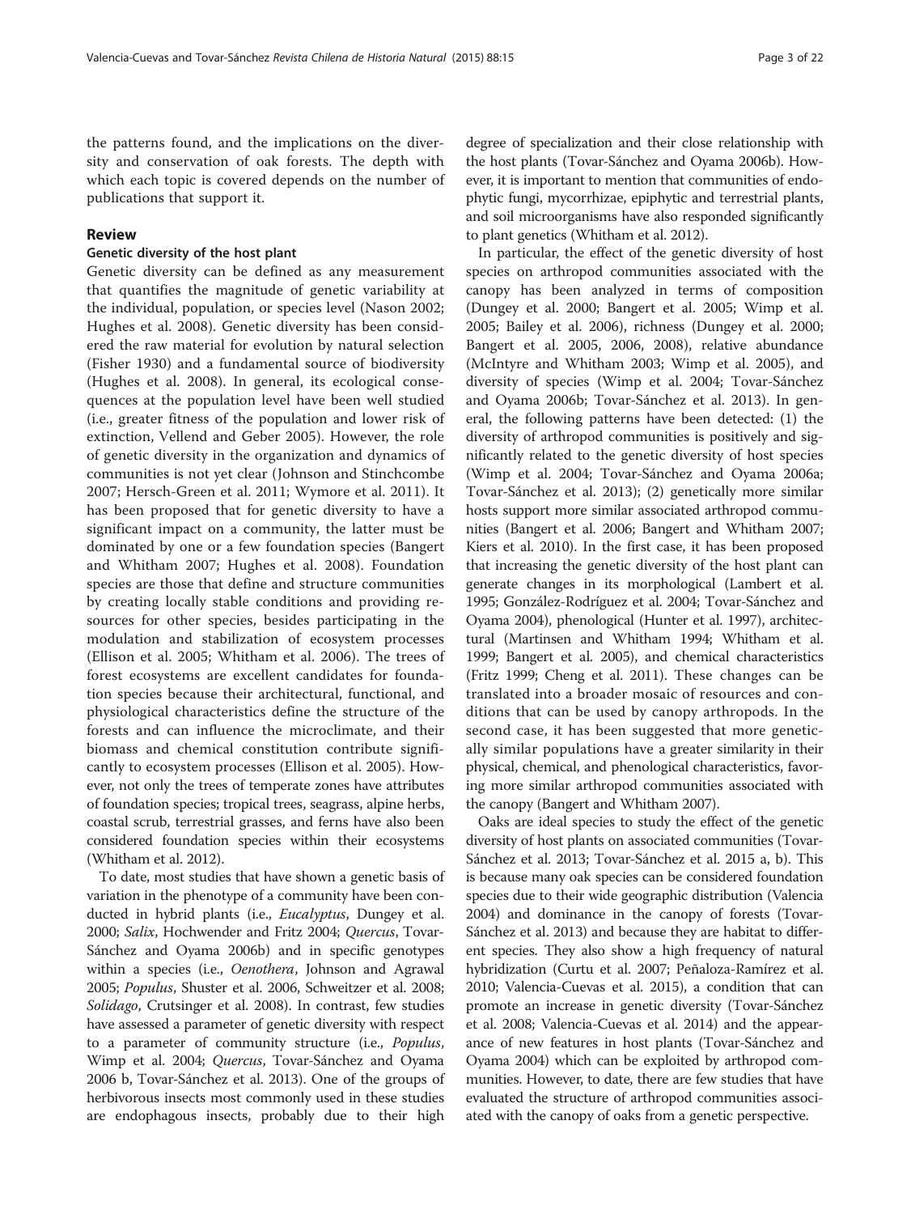the patterns found, and the implications on the diversity and conservation of oak forests. The depth with which each topic is covered depends on the number of publications that support it.

## Review

### Genetic diversity of the host plant

Genetic diversity can be defined as any measurement that quantifies the magnitude of genetic variability at the individual, population, or species level (Nason 2002; Hughes et al. 2008). Genetic diversity has been considered the raw material for evolution by natural selection (Fisher 1930) and a fundamental source of biodiversity (Hughes et al. 2008). In general, its ecological consequences at the population level have been well studied (i.e., greater fitness of the population and lower risk of extinction, Vellend and Geber 2005). However, the role of genetic diversity in the organization and dynamics of communities is not yet clear (Johnson and Stinchcombe 2007; Hersch-Green et al. 2011; Wymore et al. 2011). It has been proposed that for genetic diversity to have a significant impact on a community, the latter must be dominated by one or a few foundation species (Bangert and Whitham 2007; Hughes et al. 2008). Foundation species are those that define and structure communities by creating locally stable conditions and providing resources for other species, besides participating in the modulation and stabilization of ecosystem processes (Ellison et al. 2005; Whitham et al. 2006). The trees of forest ecosystems are excellent candidates for foundation species because their architectural, functional, and physiological characteristics define the structure of the forests and can influence the microclimate, and their biomass and chemical constitution contribute significantly to ecosystem processes (Ellison et al. 2005). However, not only the trees of temperate zones have attributes of foundation species; tropical trees, seagrass, alpine herbs, coastal scrub, terrestrial grasses, and ferns have also been considered foundation species within their ecosystems (Whitham et al. 2012).

To date, most studies that have shown a genetic basis of variation in the phenotype of a community have been conducted in hybrid plants (i.e., *Eucalyptus*, Dungey et al. 2000; *Salix*, Hochwender and Fritz 2004; *Quercus*, Tovar-Sánchez and Oyama 2006b) and in specific genotypes within a species (i.e., *Oenothera*, Johnson and Agrawal 2005; *Populus*, Shuster et al. 2006, Schweitzer et al. 2008; *Solidago*, Crutsinger et al. 2008). In contrast, few studies have assessed a parameter of genetic diversity with respect to a parameter of community structure (i.e., *Populus*, Wimp et al. 2004; *Quercus*, Tovar-Sánchez and Oyama 2006 b, Tovar-Sánchez et al. 2013). One of the groups of herbivorous insects most commonly used in these studies are endophagous insects, probably due to their high degree of specialization and their close relationship with the host plants (Tovar-Sánchez and Oyama 2006b). However, it is important to mention that communities of endophytic fungi, mycorrhizae, epiphytic and terrestrial plants, and soil microorganisms have also responded significantly to plant genetics (Whitham et al. 2012).

In particular, the effect of the genetic diversity of host species on arthropod communities associated with the canopy has been analyzed in terms of composition (Dungey et al. 2000; Bangert et al. 2005; Wimp et al. 2005; Bailey et al. 2006), richness (Dungey et al. 2000; Bangert et al. 2005, 2006, 2008), relative abundance (McIntyre and Whitham 2003; Wimp et al. 2005), and diversity of species (Wimp et al. 2004; Tovar-Sánchez and Oyama 2006b; Tovar-Sánchez et al. 2013). In general, the following patterns have been detected: (1) the diversity of arthropod communities is positively and significantly related to the genetic diversity of host species (Wimp et al. 2004; Tovar-Sánchez and Oyama 2006a; Tovar-Sánchez et al. 2013); (2) genetically more similar hosts support more similar associated arthropod communities (Bangert et al. 2006; Bangert and Whitham 2007; Kiers et al. 2010). In the first case, it has been proposed that increasing the genetic diversity of the host plant can generate changes in its morphological (Lambert et al. 1995; González-Rodríguez et al. 2004; Tovar-Sánchez and Oyama 2004), phenological (Hunter et al. 1997), architectural (Martinsen and Whitham 1994; Whitham et al. 1999; Bangert et al. 2005), and chemical characteristics (Fritz 1999; Cheng et al. 2011). These changes can be translated into a broader mosaic of resources and conditions that can be used by canopy arthropods. In the second case, it has been suggested that more genetically similar populations have a greater similarity in their physical, chemical, and phenological characteristics, favoring more similar arthropod communities associated with the canopy (Bangert and Whitham 2007).

Oaks are ideal species to study the effect of the genetic diversity of host plants on associated communities (Tovar-Sánchez et al. 2013; Tovar-Sánchez et al. 2015 a, b). This is because many oak species can be considered foundation species due to their wide geographic distribution (Valencia 2004) and dominance in the canopy of forests (Tovar-Sánchez et al. 2013) and because they are habitat to different species. They also show a high frequency of natural hybridization (Curtu et al. 2007; Peñaloza-Ramírez et al. 2010; Valencia-Cuevas et al. 2015), a condition that can promote an increase in genetic diversity (Tovar-Sánchez et al. 2008; Valencia-Cuevas et al. 2014) and the appearance of new features in host plants (Tovar-Sánchez and Oyama 2004) which can be exploited by arthropod communities. However, to date, there are few studies that have evaluated the structure of arthropod communities associated with the canopy of oaks from a genetic perspective.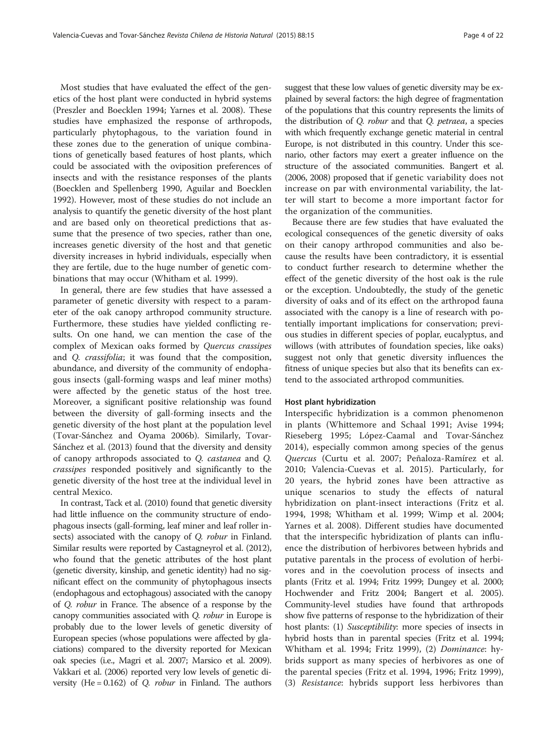Most studies that have evaluated the effect of the genetics of the host plant were conducted in hybrid systems (Preszler and Boecklen 1994; Yarnes et al. 2008). These studies have emphasized the response of arthropods, particularly phytophagous, to the variation found in these zones due to the generation of unique combinations of genetically based features of host plants, which could be associated with the oviposition preferences of insects and with the resistance responses of the plants (Boecklen and Spellenberg 1990, Aguilar and Boecklen 1992). However, most of these studies do not include an analysis to quantify the genetic diversity of the host plant and are based only on theoretical predictions that assume that the presence of two species, rather than one, increases genetic diversity of the host and that genetic diversity increases in hybrid individuals, especially when they are fertile, due to the huge number of genetic combinations that may occur (Whitham et al. 1999).

In general, there are few studies that have assessed a parameter of genetic diversity with respect to a parameter of the oak canopy arthropod community structure. Furthermore, these studies have yielded conflicting results. On one hand, we can mention the case of the complex of Mexican oaks formed by *Quercus crassipes* and *Q. crassifolia*; it was found that the composition, abundance, and diversity of the community of endophagous insects (gall-forming wasps and leaf miner moths) were affected by the genetic status of the host tree. Moreover, a significant positive relationship was found between the diversity of gall-forming insects and the genetic diversity of the host plant at the population level (Tovar-Sánchez and Oyama 2006b). Similarly, Tovar-Sánchez et al. (2013) found that the diversity and density of canopy arthropods associated to *Q. castanea* and *Q. crassipes* responded positively and significantly to the genetic diversity of the host tree at the individual level in central Mexico.

In contrast, Tack et al. (2010) found that genetic diversity had little influence on the community structure of endophagous insects (gall-forming, leaf miner and leaf roller insects) associated with the canopy of *Q. robur* in Finland. Similar results were reported by Castagneyrol et al. (2012), who found that the genetic attributes of the host plant (genetic diversity, kinship, and genetic identity) had no significant effect on the community of phytophagous insects (endophagous and ectophagous) associated with the canopy of *Q. robur* in France. The absence of a response by the canopy communities associated with *Q. robur* in Europe is probably due to the lower levels of genetic diversity of European species (whose populations were affected by glaciations) compared to the diversity reported for Mexican oak species (i.e., Magri et al. 2007; Marsico et al. 2009). Vakkari et al. (2006) reported very low levels of genetic diversity (He = 0.162) of *Q. robur* in Finland. The authors suggest that these low values of genetic diversity may be explained by several factors: the high degree of fragmentation of the populations that this country represents the limits of the distribution of *Q. robur* and that *Q. petraea*, a species with which frequently exchange genetic material in central Europe, is not distributed in this country. Under this scenario, other factors may exert a greater influence on the structure of the associated communities. Bangert et al. (2006, 2008) proposed that if genetic variability does not increase on par with environmental variability, the latter will start to become a more important factor for the organization of the communities.

Because there are few studies that have evaluated the ecological consequences of the genetic diversity of oaks on their canopy arthropod communities and also because the results have been contradictory, it is essential to conduct further research to determine whether the effect of the genetic diversity of the host oak is the rule or the exception. Undoubtedly, the study of the genetic diversity of oaks and of its effect on the arthropod fauna associated with the canopy is a line of research with potentially important implications for conservation; previous studies in different species of poplar, eucalyptus, and willows (with attributes of foundation species, like oaks) suggest not only that genetic diversity influences the fitness of unique species but also that its benefits can extend to the associated arthropod communities.

### Host plant hybridization

Interspecific hybridization is a common phenomenon in plants (Whittemore and Schaal 1991; Avise 1994; Rieseberg 1995; López-Caamal and Tovar-Sánchez 2014), especially common among species of the genus *Quercus* (Curtu et al. 2007; Peñaloza-Ramírez et al. 2010; Valencia-Cuevas et al. 2015). Particularly, for 20 years, the hybrid zones have been attractive as unique scenarios to study the effects of natural hybridization on plant-insect interactions (Fritz et al. 1994, 1998; Whitham et al. 1999; Wimp et al. 2004; Yarnes et al. 2008). Different studies have documented that the interspecific hybridization of plants can influence the distribution of herbivores between hybrids and putative parentals in the process of evolution of herbivores and in the coevolution process of insects and plants (Fritz et al. 1994; Fritz 1999; Dungey et al. 2000; Hochwender and Fritz 2004; Bangert et al. 2005). Community-level studies have found that arthropods show five patterns of response to the hybridization of their host plants: (1) *Susceptibility*: more species of insects in hybrid hosts than in parental species (Fritz et al. 1994; Whitham et al. 1994; Fritz 1999), (2) *Dominance*: hybrids support as many species of herbivores as one of the parental species (Fritz et al. 1994, 1996; Fritz 1999), (3) *Resistance*: hybrids support less herbivores than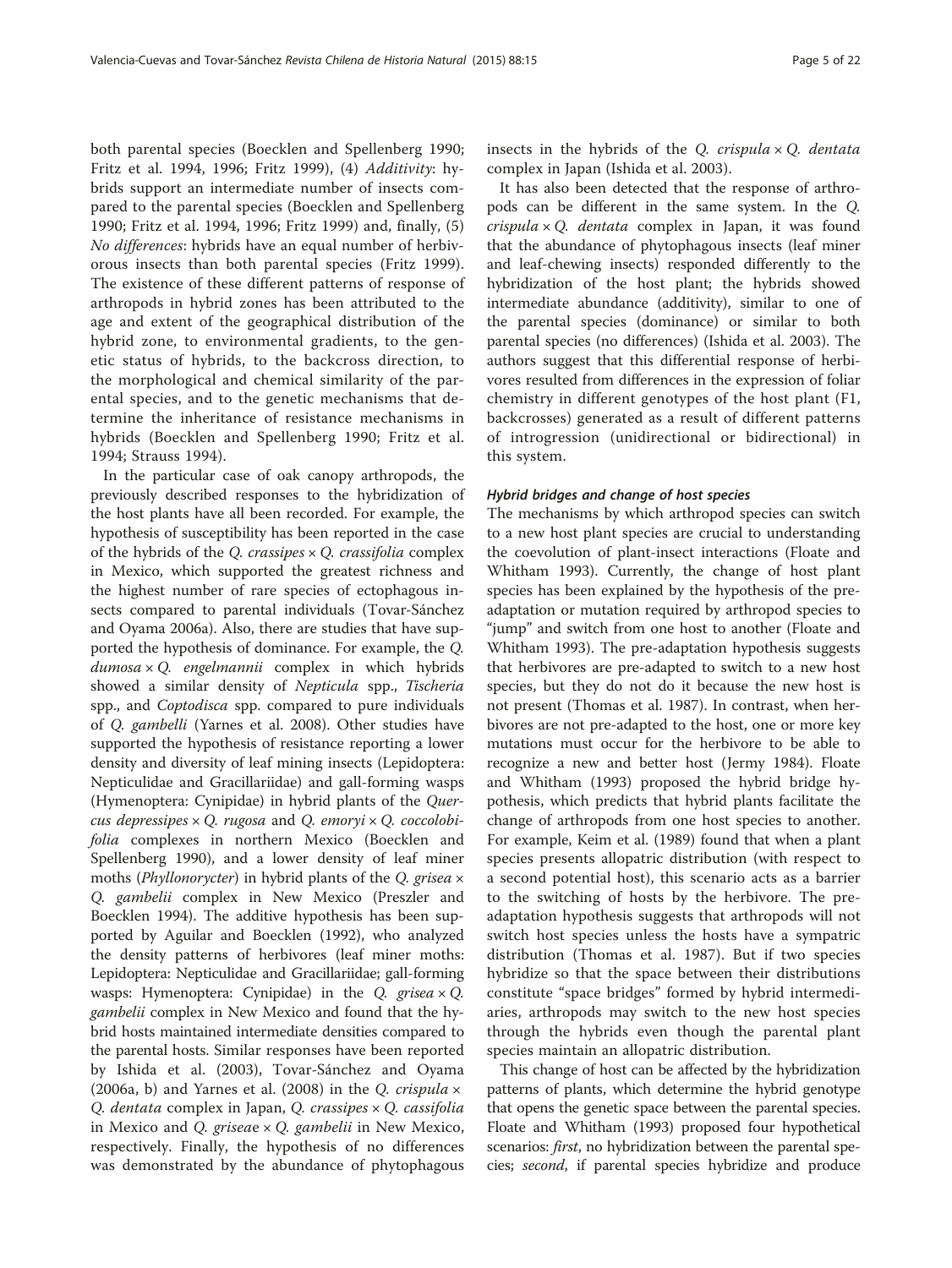both parental species (Boecklen and Spellenberg 1990; Fritz et al. 1994, 1996; Fritz 1999), (4) *Additivity*: hybrids support an intermediate number of insects compared to the parental species (Boecklen and Spellenberg 1990; Fritz et al. 1994, 1996; Fritz 1999) and, finally, (5) *No differences*: hybrids have an equal number of herbivorous insects than both parental species (Fritz 1999). The existence of these different patterns of response of arthropods in hybrid zones has been attributed to the age and extent of the geographical distribution of the hybrid zone, to environmental gradients, to the genetic status of hybrids, to the backcross direction, to the morphological and chemical similarity of the parental species, and to the genetic mechanisms that determine the inheritance of resistance mechanisms in hybrids (Boecklen and Spellenberg 1990; Fritz et al. 1994; Strauss 1994).

In the particular case of oak canopy arthropods, the previously described responses to the hybridization of the host plants have all been recorded. For example, the hypothesis of susceptibility has been reported in the case of the hybrids of the *Q. crassipes* × *Q. crassifolia* complex in Mexico, which supported the greatest richness and the highest number of rare species of ectophagous insects compared to parental individuals (Tovar-Sánchez and Oyama 2006a). Also, there are studies that have supported the hypothesis of dominance. For example, the *Q. dumosa* × *Q. engelmannii* complex in which hybrids showed a similar density of *Nepticula* spp., *Tischeria* spp., and *Coptodisca* spp. compared to pure individuals of *Q. gambelli* (Yarnes et al. 2008). Other studies have supported the hypothesis of resistance reporting a lower density and diversity of leaf mining insects (Lepidoptera: Nepticulidae and Gracillariidae) and gall-forming wasps (Hymenoptera: Cynipidae) in hybrid plants of the *Quercus depressipes* × *Q. rugosa* and *Q. emoryi* × *Q. coccolobifolia* complexes in northern Mexico (Boecklen and Spellenberg 1990), and a lower density of leaf miner moths (*Phyllonorycter*) in hybrid plants of the *Q. grisea* × *Q. gambelii* complex in New Mexico (Preszler and Boecklen 1994). The additive hypothesis has been supported by Aguilar and Boecklen (1992), who analyzed the density patterns of herbivores (leaf miner moths: Lepidoptera: Nepticulidae and Gracillariidae; gall-forming wasps: Hymenoptera: Cynipidae) in the *Q. grisea* × *Q. gambelii* complex in New Mexico and found that the hybrid hosts maintained intermediate densities compared to the parental hosts. Similar responses have been reported by Ishida et al. (2003), Tovar-Sánchez and Oyama (2006a, b) and Yarnes et al. (2008) in the *Q. crispula* × *Q. dentata* complex in Japan, *Q. crassipes* × *Q. cassifolia* in Mexico and *Q. griseae* × *Q. gambelii* in New Mexico, respectively. Finally, the hypothesis of no differences was demonstrated by the abundance of phytophagous insects in the hybrids of the *Q. crispula* × *Q. dentata* complex in Japan (Ishida et al. 2003).

It has also been detected that the response of arthropods can be different in the same system. In the *Q. crispula* × *Q. dentata* complex in Japan, it was found that the abundance of phytophagous insects (leaf miner and leaf-chewing insects) responded differently to the hybridization of the host plant; the hybrids showed intermediate abundance (additivity), similar to one of the parental species (dominance) or similar to both parental species (no differences) (Ishida et al. 2003). The authors suggest that this differential response of herbivores resulted from differences in the expression of foliar chemistry in different genotypes of the host plant (F1, backcrosses) generated as a result of different patterns of introgression (unidirectional or bidirectional) in this system.

#### *Hybrid bridges and change of host species*

The mechanisms by which arthropod species can switch to a new host plant species are crucial to understanding the coevolution of plant-insect interactions (Floate and Whitham 1993). Currently, the change of host plant species has been explained by the hypothesis of the pre-adaptation or mutation required by arthropod species to "jump" and switch from one host to another (Floate and Whitham 1993). The pre-adaptation hypothesis suggests that herbivores are pre-adapted to switch to a new host species, but they do not do it because the new host is not present (Thomas et al. 1987). In contrast, when herbivores are not pre-adapted to the host, one or more key mutations must occur for the herbivore to be able to recognize a new and better host (Jermy 1984). Floate and Whitham (1993) proposed the hybrid bridge hypothesis, which predicts that hybrid plants facilitate the change of arthropods from one host species to another. For example, Keim et al. (1989) found that when a plant species presents allopatric distribution (with respect to a second potential host), this scenario acts as a barrier to the switching of hosts by the herbivore. The pre-adaptation hypothesis suggests that arthropods will not switch host species unless the hosts have a sympatric distribution (Thomas et al. 1987). But if two species hybridize so that the space between their distributions constitute "space bridges" formed by hybrid intermediaries, arthropods may switch to the new host species through the hybrids even though the parental plant species maintain an allopatric distribution.

This change of host can be affected by the hybridization patterns of plants, which determine the hybrid genotype that opens the genetic space between the parental species. Floate and Whitham (1993) proposed four hypothetical scenarios: *first*, no hybridization between the parental species; *second*, if parental species hybridize and produce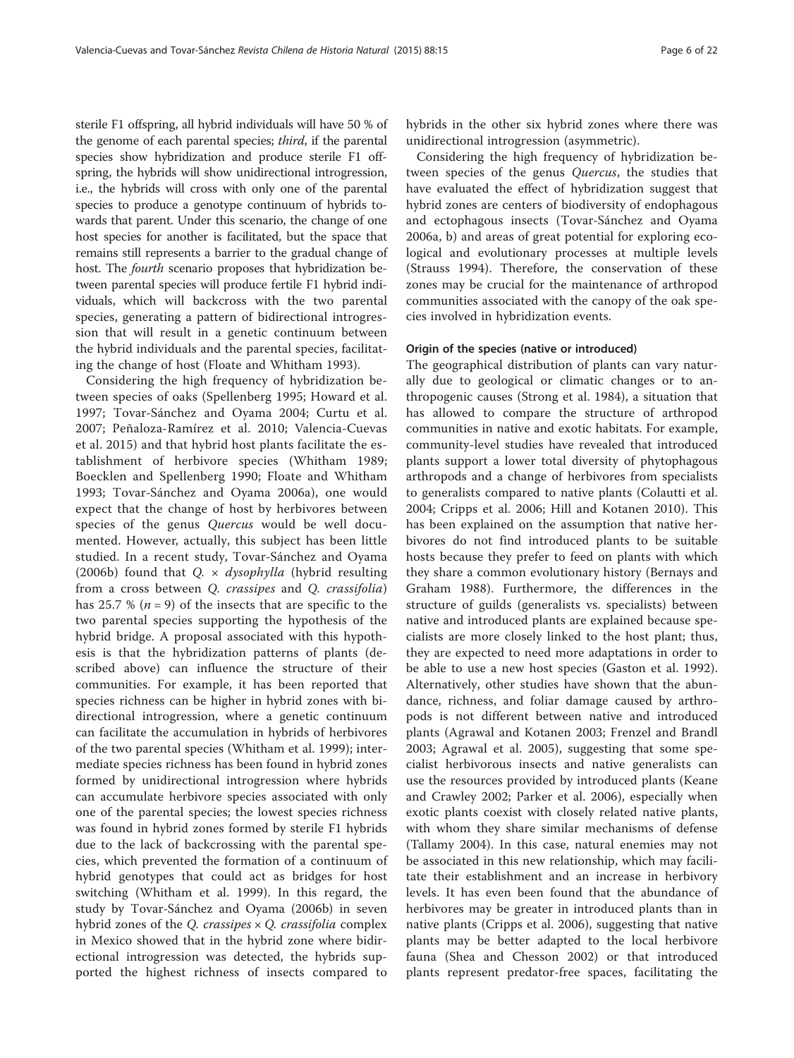sterile F1 offspring, all hybrid individuals will have 50 % of the genome of each parental species; *third*, if the parental species show hybridization and produce sterile F1 offspring, the hybrids will show unidirectional introgression, i.e., the hybrids will cross with only one of the parental species to produce a genotype continuum of hybrids towards that parent. Under this scenario, the change of one host species for another is facilitated, but the space that remains still represents a barrier to the gradual change of host. The *fourth* scenario proposes that hybridization between parental species will produce fertile F1 hybrid individuals, which will backcross with the two parental species, generating a pattern of bidirectional introgression that will result in a genetic continuum between the hybrid individuals and the parental species, facilitating the change of host (Floate and Whitham 1993).

Considering the high frequency of hybridization between species of oaks (Spellenberg 1995; Howard et al. 1997; Tovar-Sánchez and Oyama 2004; Curtu et al. 2007; Peñaloza-Ramírez et al. 2010; Valencia-Cuevas et al. 2015) and that hybrid host plants facilitate the establishment of herbivore species (Whitham 1989; Boecklen and Spellenberg 1990; Floate and Whitham 1993; Tovar-Sánchez and Oyama 2006a), one would expect that the change of host by herbivores between species of the genus *Quercus* would be well documented. However, actually, this subject has been little studied. In a recent study, Tovar-Sánchez and Oyama (2006b) found that *Q.* × *dysophylla* (hybrid resulting from a cross between *Q. crassipes* and *Q. crassifolia*) has 25.7 % ($n = 9$) of the insects that are specific to the two parental species supporting the hypothesis of the hybrid bridge. A proposal associated with this hypothesis is that the hybridization patterns of plants (described above) can influence the structure of their communities. For example, it has been reported that species richness can be higher in hybrid zones with bidirectional introgression, where a genetic continuum can facilitate the accumulation in hybrids of herbivores of the two parental species (Whitham et al. 1999); intermediate species richness has been found in hybrid zones formed by unidirectional introgression where hybrids can accumulate herbivore species associated with only one of the parental species; the lowest species richness was found in hybrid zones formed by sterile F1 hybrids due to the lack of backcrossing with the parental species, which prevented the formation of a continuum of hybrid genotypes that could act as bridges for host switching (Whitham et al. 1999). In this regard, the study by Tovar-Sánchez and Oyama (2006b) in seven hybrid zones of the *Q. crassipes* × *Q. crassifolia* complex in Mexico showed that in the hybrid zone where bidirectional introgression was detected, the hybrids supported the highest richness of insects compared to hybrids in the other six hybrid zones where there was unidirectional introgression (asymmetric).

Considering the high frequency of hybridization between species of the genus *Quercus*, the studies that have evaluated the effect of hybridization suggest that hybrid zones are centers of biodiversity of endophagous and ectophagous insects (Tovar-Sánchez and Oyama 2006a, b) and areas of great potential for exploring ecological and evolutionary processes at multiple levels (Strauss 1994). Therefore, the conservation of these zones may be crucial for the maintenance of arthropod communities associated with the canopy of the oak species involved in hybridization events.

#### Origin of the species (native or introduced)

The geographical distribution of plants can vary naturally due to geological or climatic changes or to anthropogenic causes (Strong et al. 1984), a situation that has allowed to compare the structure of arthropod communities in native and exotic habitats. For example, community-level studies have revealed that introduced plants support a lower total diversity of phytophagous arthropods and a change of herbivores from specialists to generalists compared to native plants (Colautti et al. 2004; Cripps et al. 2006; Hill and Kotanen 2010). This has been explained on the assumption that native herbivores do not find introduced plants to be suitable hosts because they prefer to feed on plants with which they share a common evolutionary history (Bernays and Graham 1988). Furthermore, the differences in the structure of guilds (generalists vs. specialists) between native and introduced plants are explained because specialists are more closely linked to the host plant; thus, they are expected to need more adaptations in order to be able to use a new host species (Gaston et al. 1992). Alternatively, other studies have shown that the abundance, richness, and foliar damage caused by arthropods is not different between native and introduced plants (Agrawal and Kotanen 2003; Frenzel and Brandl 2003; Agrawal et al. 2005), suggesting that some specialist herbivorous insects and native generalists can use the resources provided by introduced plants (Keane and Crawley 2002; Parker et al. 2006), especially when exotic plants coexist with closely related native plants, with whom they share similar mechanisms of defense (Tallamy 2004). In this case, natural enemies may not be associated in this new relationship, which may facilitate their establishment and an increase in herbivory levels. It has even been found that the abundance of herbivores may be greater in introduced plants than in native plants (Cripps et al. 2006), suggesting that native plants may be better adapted to the local herbivore fauna (Shea and Chesson 2002) or that introduced plants represent predator-free spaces, facilitating the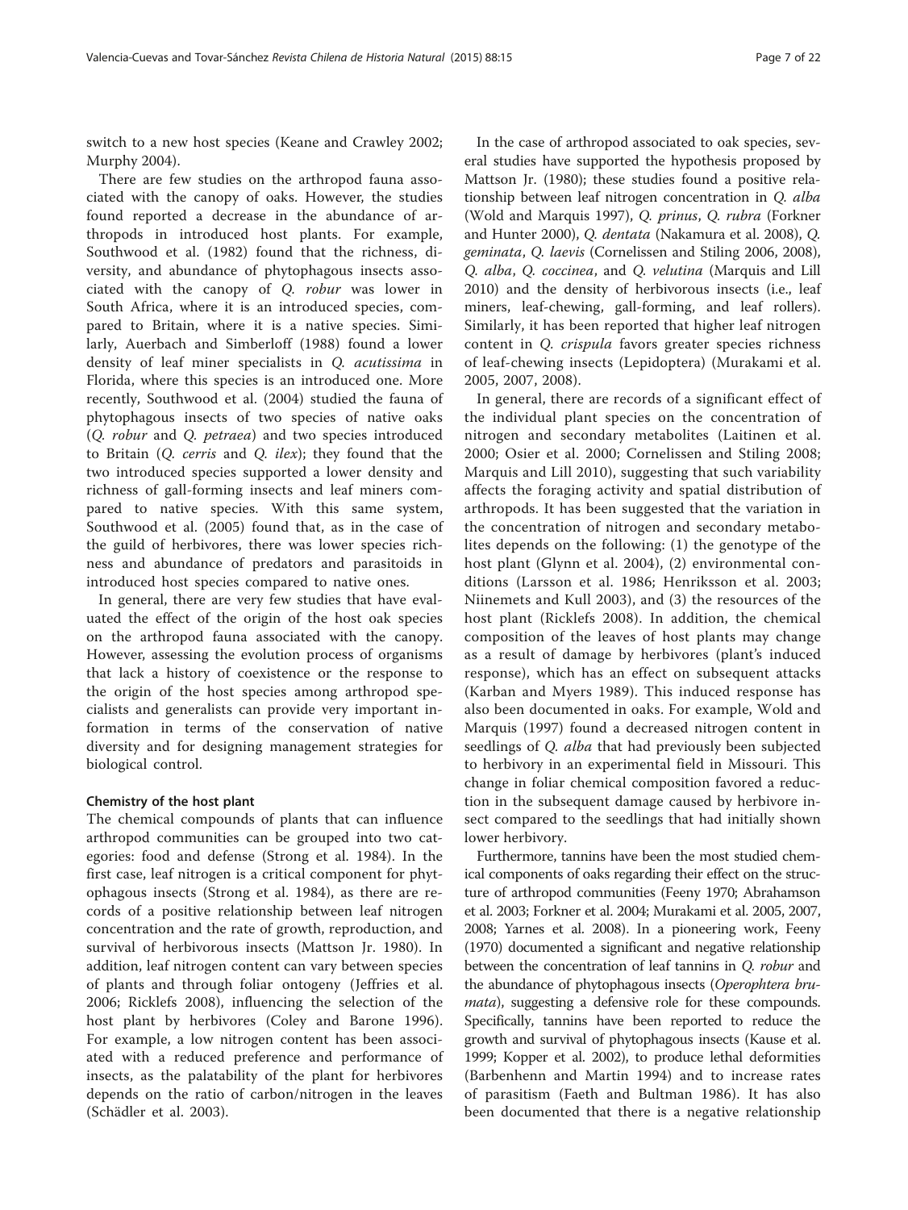switch to a new host species (Keane and Crawley 2002; Murphy 2004).

There are few studies on the arthropod fauna associated with the canopy of oaks. However, the studies found reported a decrease in the abundance of arthropods in introduced host plants. For example, Southwood et al. (1982) found that the richness, diversity, and abundance of phytophagous insects associated with the canopy of *Q. robur* was lower in South Africa, where it is an introduced species, compared to Britain, where it is a native species. Similarly, Auerbach and Simberloff (1988) found a lower density of leaf miner specialists in *Q. acutissima* in Florida, where this species is an introduced one. More recently, Southwood et al. (2004) studied the fauna of phytophagous insects of two species of native oaks (*Q. robur* and *Q. petraea*) and two species introduced to Britain (*Q. cerris* and *Q. ilex*); they found that the two introduced species supported a lower density and richness of gall-forming insects and leaf miners compared to native species. With this same system, Southwood et al. (2005) found that, as in the case of the guild of herbivores, there was lower species richness and abundance of predators and parasitoids in introduced host species compared to native ones.

In general, there are very few studies that have evaluated the effect of the origin of the host oak species on the arthropod fauna associated with the canopy. However, assessing the evolution process of organisms that lack a history of coexistence or the response to the origin of the host species among arthropod specialists and generalists can provide very important information in terms of the conservation of native diversity and for designing management strategies for biological control.

#### Chemistry of the host plant

The chemical compounds of plants that can influence arthropod communities can be grouped into two categories: food and defense (Strong et al. 1984). In the first case, leaf nitrogen is a critical component for phytophagous insects (Strong et al. 1984), as there are records of a positive relationship between leaf nitrogen concentration and the rate of growth, reproduction, and survival of herbivorous insects (Mattson Jr. 1980). In addition, leaf nitrogen content can vary between species of plants and through foliar ontogeny (Jeffries et al. 2006; Ricklefs 2008), influencing the selection of the host plant by herbivores (Coley and Barone 1996). For example, a low nitrogen content has been associated with a reduced preference and performance of insects, as the palatability of the plant for herbivores depends on the ratio of carbon/nitrogen in the leaves (Schädler et al. 2003).

In the case of arthropod associated to oak species, several studies have supported the hypothesis proposed by Mattson Jr. (1980); these studies found a positive relationship between leaf nitrogen concentration in *Q. alba* (Wold and Marquis 1997), *Q. prinus*, *Q. rubra* (Forkner and Hunter 2000), *Q. dentata* (Nakamura et al. 2008), *Q. geminata*, *Q. laevis* (Cornelissen and Stiling 2006, 2008), *Q. alba*, *Q. coccinea*, and *Q. velutina* (Marquis and Lill 2010) and the density of herbivorous insects (i.e., leaf miners, leaf-chewing, gall-forming, and leaf rollers). Similarly, it has been reported that higher leaf nitrogen content in *Q. crispula* favors greater species richness of leaf-chewing insects (Lepidoptera) (Murakami et al. 2005, 2007, 2008).

In general, there are records of a significant effect of the individual plant species on the concentration of nitrogen and secondary metabolites (Laitinen et al. 2000; Osier et al. 2000; Cornelissen and Stiling 2008; Marquis and Lill 2010), suggesting that such variability affects the foraging activity and spatial distribution of arthropods. It has been suggested that the variation in the concentration of nitrogen and secondary metabolites depends on the following: (1) the genotype of the host plant (Glynn et al. 2004), (2) environmental conditions (Larsson et al. 1986; Henriksson et al. 2003; Niinemets and Kull 2003), and (3) the resources of the host plant (Ricklefs 2008). In addition, the chemical composition of the leaves of host plants may change as a result of damage by herbivores (plant's induced response), which has an effect on subsequent attacks (Karban and Myers 1989). This induced response has also been documented in oaks. For example, Wold and Marquis (1997) found a decreased nitrogen content in seedlings of *Q. alba* that had previously been subjected to herbivory in an experimental field in Missouri. This change in foliar chemical composition favored a reduction in the subsequent damage caused by herbivore insect compared to the seedlings that had initially shown lower herbivory.

Furthermore, tannins have been the most studied chemical components of oaks regarding their effect on the structure of arthropod communities (Feeny 1970; Abrahamson et al. 2003; Forkner et al. 2004; Murakami et al. 2005, 2007, 2008; Yarnes et al. 2008). In a pioneering work, Feeny (1970) documented a significant and negative relationship between the concentration of leaf tannins in *Q. robur* and the abundance of phytophagous insects (*Operophtera brumata*), suggesting a defensive role for these compounds. Specifically, tannins have been reported to reduce the growth and survival of phytophagous insects (Kause et al. 1999; Kopper et al. 2002), to produce lethal deformities (Barbenhenn and Martin 1994) and to increase rates of parasitism (Faeth and Bultman 1986). It has also been documented that there is a negative relationship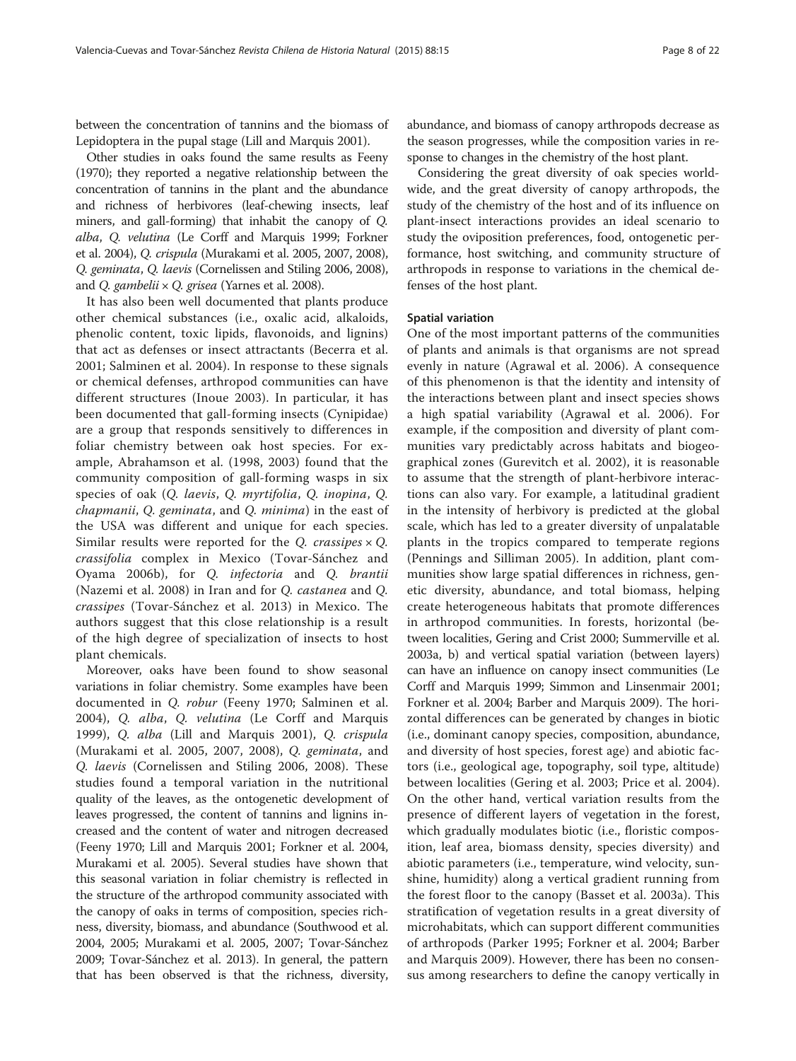between the concentration of tannins and the biomass of Lepidoptera in the pupal stage (Lill and Marquis 2001).

Other studies in oaks found the same results as Feeny (1970); they reported a negative relationship between the concentration of tannins in the plant and the abundance and richness of herbivores (leaf-chewing insects, leaf miners, and gall-forming) that inhabit the canopy of *Q. alba*, *Q. velutina* (Le Corff and Marquis 1999; Forkner et al. 2004), *Q. crispula* (Murakami et al. 2005, 2007, 2008), *Q. geminata*, *Q. laevis* (Cornelissen and Stiling 2006, 2008), and *Q. gambelii* × *Q. grisea* (Yarnes et al. 2008).

It has also been well documented that plants produce other chemical substances (i.e., oxalic acid, alkaloids, phenolic content, toxic lipids, flavonoids, and lignins) that act as defenses or insect attractants (Becerra et al. 2001; Salminen et al. 2004). In response to these signals or chemical defenses, arthropod communities can have different structures (Inoue 2003). In particular, it has been documented that gall-forming insects (Cynipidae) are a group that responds sensitively to differences in foliar chemistry between oak host species. For example, Abrahamson et al. (1998, 2003) found that the community composition of gall-forming wasps in six species of oak (*Q. laevis*, *Q. myrtifolia*, *Q. inopina*, *Q. chapmanii*, *Q. geminata*, and *Q. minima*) in the east of the USA was different and unique for each species. Similar results were reported for the *Q. crassipes* × *Q. crassifolia* complex in Mexico (Tovar-Sánchez and Oyama 2006b), for *Q. infectoria* and *Q. brantii* (Nazemi et al. 2008) in Iran and for *Q. castanea* and *Q. crassipes* (Tovar-Sánchez et al. 2013) in Mexico. The authors suggest that this close relationship is a result of the high degree of specialization of insects to host plant chemicals.

Moreover, oaks have been found to show seasonal variations in foliar chemistry. Some examples have been documented in *Q. robur* (Feeny 1970; Salminen et al. 2004), *Q. alba*, *Q. velutina* (Le Corff and Marquis 1999), *Q. alba* (Lill and Marquis 2001), *Q. crispula* (Murakami et al. 2005, 2007, 2008), *Q. geminata*, and *Q. laevis* (Cornelissen and Stiling 2006, 2008). These studies found a temporal variation in the nutritional quality of the leaves, as the ontogenetic development of leaves progressed, the content of tannins and lignins increased and the content of water and nitrogen decreased (Feeny 1970; Lill and Marquis 2001; Forkner et al. 2004, Murakami et al. 2005). Several studies have shown that this seasonal variation in foliar chemistry is reflected in the structure of the arthropod community associated with the canopy of oaks in terms of composition, species richness, diversity, biomass, and abundance (Southwood et al. 2004, 2005; Murakami et al. 2005, 2007; Tovar-Sánchez 2009; Tovar-Sánchez et al. 2013). In general, the pattern that has been observed is that the richness, diversity, abundance, and biomass of canopy arthropods decrease as the season progresses, while the composition varies in response to changes in the chemistry of the host plant.

Considering the great diversity of oak species worldwide, and the great diversity of canopy arthropods, the study of the chemistry of the host and of its influence on plant-insect interactions provides an ideal scenario to study the oviposition preferences, food, ontogenetic performance, host switching, and community structure of arthropods in response to variations in the chemical defenses of the host plant.

#### Spatial variation

One of the most important patterns of the communities of plants and animals is that organisms are not spread evenly in nature (Agrawal et al. 2006). A consequence of this phenomenon is that the identity and intensity of the interactions between plant and insect species shows a high spatial variability (Agrawal et al. 2006). For example, if the composition and diversity of plant communities vary predictably across habitats and biogeographical zones (Gurevitch et al. 2002), it is reasonable to assume that the strength of plant-herbivore interactions can also vary. For example, a latitudinal gradient in the intensity of herbivory is predicted at the global scale, which has led to a greater diversity of unpalatable plants in the tropics compared to temperate regions (Pennings and Silliman 2005). In addition, plant communities show large spatial differences in richness, genetic diversity, abundance, and total biomass, helping create heterogeneous habitats that promote differences in arthropod communities. In forests, horizontal (between localities, Gering and Crist 2000; Summerville et al. 2003a, b) and vertical spatial variation (between layers) can have an influence on canopy insect communities (Le Corff and Marquis 1999; Simmon and Linsenmair 2001; Forkner et al. 2004; Barber and Marquis 2009). The horizontal differences can be generated by changes in biotic (i.e., dominant canopy species, composition, abundance, and diversity of host species, forest age) and abiotic factors (i.e., geological age, topography, soil type, altitude) between localities (Gering et al. 2003; Price et al. 2004). On the other hand, vertical variation results from the presence of different layers of vegetation in the forest, which gradually modulates biotic (i.e., floristic composition, leaf area, biomass density, species diversity) and abiotic parameters (i.e., temperature, wind velocity, sunshine, humidity) along a vertical gradient running from the forest floor to the canopy (Basset et al. 2003a). This stratification of vegetation results in a great diversity of microhabitats, which can support different communities of arthropods (Parker 1995; Forkner et al. 2004; Barber and Marquis 2009). However, there has been no consensus among researchers to define the canopy vertically in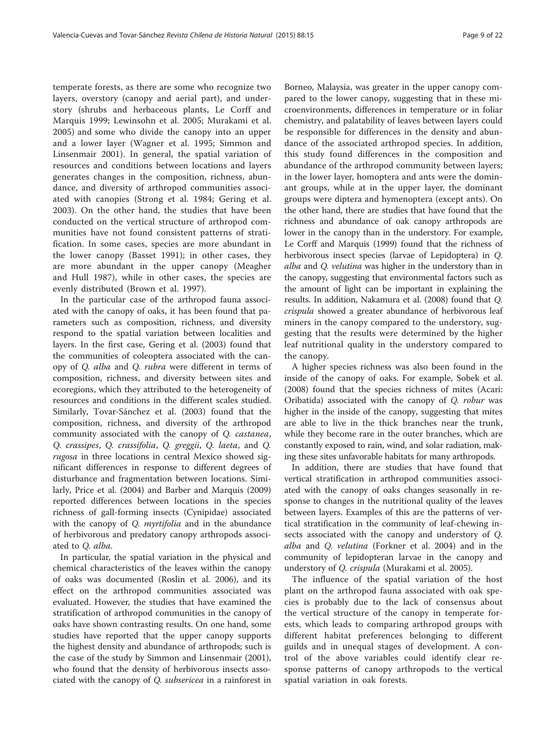temperate forests, as there are some who recognize two layers, overstory (canopy and aerial part), and understory (shrubs and herbaceous plants, Le Corff and Marquis 1999; Lewinsohn et al. 2005; Murakami et al. 2005) and some who divide the canopy into an upper and a lower layer (Wagner et al. 1995; Simmon and Linsenmair 2001). In general, the spatial variation of resources and conditions between locations and layers generates changes in the composition, richness, abundance, and diversity of arthropod communities associated with canopies (Strong et al. 1984; Gering et al. 2003). On the other hand, the studies that have been conducted on the vertical structure of arthropod communities have not found consistent patterns of stratification. In some cases, species are more abundant in the lower canopy (Basset 1991); in other cases, they are more abundant in the upper canopy (Meagher and Hull 1987), while in other cases, the species are evenly distributed (Brown et al. 1997).

In the particular case of the arthropod fauna associated with the canopy of oaks, it has been found that parameters such as composition, richness, and diversity respond to the spatial variation between localities and layers. In the first case, Gering et al. (2003) found that the communities of coleoptera associated with the canopy of *Q. alba* and *Q. rubra* were different in terms of composition, richness, and diversity between sites and ecoregions, which they attributed to the heterogeneity of resources and conditions in the different scales studied. Similarly, Tovar-Sánchez et al. (2003) found that the composition, richness, and diversity of the arthropod community associated with the canopy of *Q. castanea*, *Q. crassipes*, *Q. crassifolia*, *Q. greggii*, *Q. laeta*, and *Q. rugosa* in three locations in central Mexico showed significant differences in response to different degrees of disturbance and fragmentation between locations. Similarly, Price et al. (2004) and Barber and Marquis (2009) reported differences between locations in the species richness of gall-forming insects (Cynipidae) associated with the canopy of *Q. myrtifolia* and in the abundance of herbivorous and predatory canopy arthropods associated to *Q. alba*.

In particular, the spatial variation in the physical and chemical characteristics of the leaves within the canopy of oaks was documented (Roslin et al. 2006), and its effect on the arthropod communities associated was evaluated. However, the studies that have examined the stratification of arthropod communities in the canopy of oaks have shown contrasting results. On one hand, some studies have reported that the upper canopy supports the highest density and abundance of arthropods; such is the case of the study by Simmon and Linsenmair (2001), who found that the density of herbivorous insects associated with the canopy of *Q. subsericea* in a rainforest in Borneo, Malaysia, was greater in the upper canopy compared to the lower canopy, suggesting that in these microenvironments, differences in temperature or in foliar chemistry, and palatability of leaves between layers could be responsible for differences in the density and abundance of the associated arthropod species. In addition, this study found differences in the composition and abundance of the arthropod community between layers; in the lower layer, homoptera and ants were the dominant groups, while at in the upper layer, the dominant groups were diptera and hymenoptera (except ants). On the other hand, there are studies that have found that the richness and abundance of oak canopy arthropods are lower in the canopy than in the understory. For example, Le Corff and Marquis (1999) found that the richness of herbivorous insect species (larvae of Lepidoptera) in *Q. alba* and *Q. velutina* was higher in the understory than in the canopy, suggesting that environmental factors such as the amount of light can be important in explaining the results. In addition, Nakamura et al. (2008) found that *Q. crispula* showed a greater abundance of herbivorous leaf miners in the canopy compared to the understory, suggesting that the results were determined by the higher leaf nutritional quality in the understory compared to the canopy.

A higher species richness was also been found in the inside of the canopy of oaks. For example, Sobek et al. (2008) found that the species richness of mites (Acari: Oribatida) associated with the canopy of *Q. robur* was higher in the inside of the canopy, suggesting that mites are able to live in the thick branches near the trunk, while they become rare in the outer branches, which are constantly exposed to rain, wind, and solar radiation, making these sites unfavorable habitats for many arthropods.

In addition, there are studies that have found that vertical stratification in arthropod communities associated with the canopy of oaks changes seasonally in response to changes in the nutritional quality of the leaves between layers. Examples of this are the patterns of vertical stratification in the community of leaf-chewing insects associated with the canopy and understory of *Q. alba* and *Q. velutina* (Forkner et al. 2004) and in the community of lepidopteran larvae in the canopy and understory of *Q. crispula* (Murakami et al. 2005).

The influence of the spatial variation of the host plant on the arthropod fauna associated with oak species is probably due to the lack of consensus about the vertical structure of the canopy in temperate forests, which leads to comparing arthropod groups with different habitat preferences belonging to different guilds and in unequal stages of development. A control of the above variables could identify clear response patterns of canopy arthropods to the vertical spatial variation in oak forests.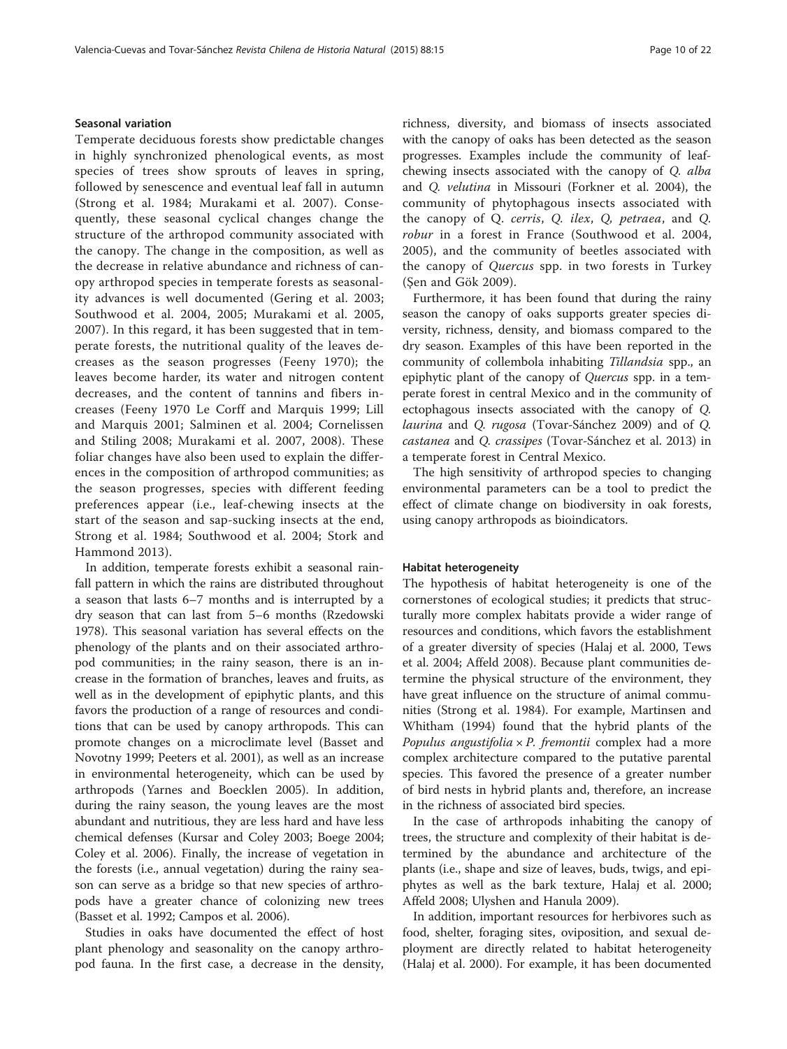### Seasonal variation

Temperate deciduous forests show predictable changes in highly synchronized phenological events, as most species of trees show sprouts of leaves in spring, followed by senescence and eventual leaf fall in autumn (Strong et al. 1984; Murakami et al. 2007). Consequently, these seasonal cyclical changes change the structure of the arthropod community associated with the canopy. The change in the composition, as well as the decrease in relative abundance and richness of canopy arthropod species in temperate forests as seasonality advances is well documented (Gering et al. 2003; Southwood et al. 2004, 2005; Murakami et al. 2005, 2007). In this regard, it has been suggested that in temperate forests, the nutritional quality of the leaves decreases as the season progresses (Feeny 1970); the leaves become harder, its water and nitrogen content decreases, and the content of tannins and fibers increases (Feeny 1970 Le Corff and Marquis 1999; Lill and Marquis 2001; Salminen et al. 2004; Cornelissen and Stiling 2008; Murakami et al. 2007, 2008). These foliar changes have also been used to explain the differences in the composition of arthropod communities; as the season progresses, species with different feeding preferences appear (i.e., leaf-chewing insects at the start of the season and sap-sucking insects at the end, Strong et al. 1984; Southwood et al. 2004; Stork and Hammond 2013).

In addition, temperate forests exhibit a seasonal rainfall pattern in which the rains are distributed throughout a season that lasts 6–7 months and is interrupted by a dry season that can last from 5–6 months (Rzedowski 1978). This seasonal variation has several effects on the phenology of the plants and on their associated arthropod communities; in the rainy season, there is an increase in the formation of branches, leaves and fruits, as well as in the development of epiphytic plants, and this favors the production of a range of resources and conditions that can be used by canopy arthropods. This can promote changes on a microclimate level (Basset and Novotny 1999; Peeters et al. 2001), as well as an increase in environmental heterogeneity, which can be used by arthropods (Yarnes and Boecklen 2005). In addition, during the rainy season, the young leaves are the most abundant and nutritious, they are less hard and have less chemical defenses (Kursar and Coley 2003; Boege 2004; Coley et al. 2006). Finally, the increase of vegetation in the forests (i.e., annual vegetation) during the rainy season can serve as a bridge so that new species of arthropods have a greater chance of colonizing new trees (Basset et al. 1992; Campos et al. 2006).

Studies in oaks have documented the effect of host plant phenology and seasonality on the canopy arthropod fauna. In the first case, a decrease in the density, richness, diversity, and biomass of insects associated with the canopy of oaks has been detected as the season progresses. Examples include the community of leaf-chewing insects associated with the canopy of *Q. alba* and *Q. velutina* in Missouri (Forkner et al. 2004), the community of phytophagous insects associated with the canopy of Q. *cerris*, *Q. ilex*, *Q, petraea*, and *Q. robur* in a forest in France (Southwood et al. 2004, 2005), and the community of beetles associated with the canopy of *Quercus* spp. in two forests in Turkey (Şen and Gök 2009).

Furthermore, it has been found that during the rainy season the canopy of oaks supports greater species diversity, richness, density, and biomass compared to the dry season. Examples of this have been reported in the community of collembola inhabiting *Tillandsia* spp., an epiphytic plant of the canopy of *Quercus* spp. in a temperate forest in central Mexico and in the community of ectophagous insects associated with the canopy of *Q. laurina* and *Q. rugosa* (Tovar-Sánchez 2009) and of *Q. castanea* and *Q. crassipes* (Tovar-Sánchez et al. 2013) in a temperate forest in Central Mexico.

The high sensitivity of arthropod species to changing environmental parameters can be a tool to predict the effect of climate change on biodiversity in oak forests, using canopy arthropods as bioindicators.

### Habitat heterogeneity

The hypothesis of habitat heterogeneity is one of the cornerstones of ecological studies; it predicts that structurally more complex habitats provide a wider range of resources and conditions, which favors the establishment of a greater diversity of species (Halaj et al. 2000, Tews et al. 2004; Affeld 2008). Because plant communities determine the physical structure of the environment, they have great influence on the structure of animal communities (Strong et al. 1984). For example, Martinsen and Whitham (1994) found that the hybrid plants of the *Populus angustifolia* × *P. fremontii* complex had a more complex architecture compared to the putative parental species. This favored the presence of a greater number of bird nests in hybrid plants and, therefore, an increase in the richness of associated bird species.

In the case of arthropods inhabiting the canopy of trees, the structure and complexity of their habitat is determined by the abundance and architecture of the plants (i.e., shape and size of leaves, buds, twigs, and epiphytes as well as the bark texture, Halaj et al. 2000; Affeld 2008; Ulyshen and Hanula 2009).

In addition, important resources for herbivores such as food, shelter, foraging sites, oviposition, and sexual deployment are directly related to habitat heterogeneity (Halaj et al. 2000). For example, it has been documented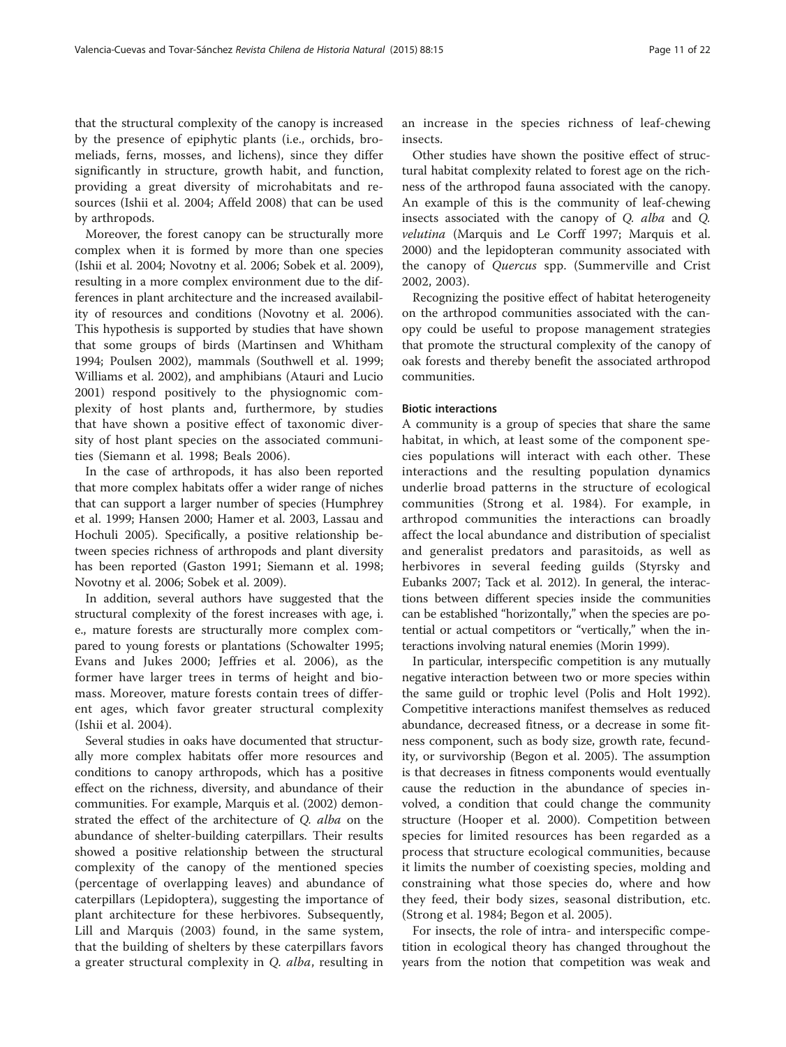that the structural complexity of the canopy is increased by the presence of epiphytic plants (i.e., orchids, bromeliads, ferns, mosses, and lichens), since they differ significantly in structure, growth habit, and function, providing a great diversity of microhabitats and resources (Ishii et al. 2004; Affeld 2008) that can be used by arthropods.

Moreover, the forest canopy can be structurally more complex when it is formed by more than one species (Ishii et al. 2004; Novotny et al. 2006; Sobek et al. 2009), resulting in a more complex environment due to the differences in plant architecture and the increased availability of resources and conditions (Novotny et al. 2006). This hypothesis is supported by studies that have shown that some groups of birds (Martinsen and Whitham 1994; Poulsen 2002), mammals (Southwell et al. 1999; Williams et al. 2002), and amphibians (Atauri and Lucio 2001) respond positively to the physiognomic complexity of host plants and, furthermore, by studies that have shown a positive effect of taxonomic diversity of host plant species on the associated communities (Siemann et al. 1998; Beals 2006).

In the case of arthropods, it has also been reported that more complex habitats offer a wider range of niches that can support a larger number of species (Humphrey et al. 1999; Hansen 2000; Hamer et al. 2003, Lassau and Hochuli 2005). Specifically, a positive relationship between species richness of arthropods and plant diversity has been reported (Gaston 1991; Siemann et al. 1998; Novotny et al. 2006; Sobek et al. 2009).

In addition, several authors have suggested that the structural complexity of the forest increases with age, i. e., mature forests are structurally more complex compared to young forests or plantations (Schowalter 1995; Evans and Jukes 2000; Jeffries et al. 2006), as the former have larger trees in terms of height and biomass. Moreover, mature forests contain trees of different ages, which favor greater structural complexity (Ishii et al. 2004).

Several studies in oaks have documented that structurally more complex habitats offer more resources and conditions to canopy arthropods, which has a positive effect on the richness, diversity, and abundance of their communities. For example, Marquis et al. (2002) demonstrated the effect of the architecture of *Q. alba* on the abundance of shelter-building caterpillars. Their results showed a positive relationship between the structural complexity of the canopy of the mentioned species (percentage of overlapping leaves) and abundance of caterpillars (Lepidoptera), suggesting the importance of plant architecture for these herbivores. Subsequently, Lill and Marquis (2003) found, in the same system, that the building of shelters by these caterpillars favors a greater structural complexity in *Q. alba*, resulting in an increase in the species richness of leaf-chewing insects.

Other studies have shown the positive effect of structural habitat complexity related to forest age on the richness of the arthropod fauna associated with the canopy. An example of this is the community of leaf-chewing insects associated with the canopy of *Q. alba* and *Q. velutina* (Marquis and Le Corff 1997; Marquis et al. 2000) and the lepidopteran community associated with the canopy of *Quercus* spp. (Summerville and Crist 2002, 2003).

Recognizing the positive effect of habitat heterogeneity on the arthropod communities associated with the canopy could be useful to propose management strategies that promote the structural complexity of the canopy of oak forests and thereby benefit the associated arthropod communities.

#### Biotic interactions

A community is a group of species that share the same habitat, in which, at least some of the component species populations will interact with each other. These interactions and the resulting population dynamics underlie broad patterns in the structure of ecological communities (Strong et al. 1984). For example, in arthropod communities the interactions can broadly affect the local abundance and distribution of specialist and generalist predators and parasitoids, as well as herbivores in several feeding guilds (Styrsky and Eubanks 2007; Tack et al. 2012). In general, the interactions between different species inside the communities can be established "horizontally," when the species are potential or actual competitors or "vertically," when the interactions involving natural enemies (Morin 1999).

In particular, interspecific competition is any mutually negative interaction between two or more species within the same guild or trophic level (Polis and Holt 1992). Competitive interactions manifest themselves as reduced abundance, decreased fitness, or a decrease in some fitness component, such as body size, growth rate, fecundity, or survivorship (Begon et al. 2005). The assumption is that decreases in fitness components would eventually cause the reduction in the abundance of species involved, a condition that could change the community structure (Hooper et al. 2000). Competition between species for limited resources has been regarded as a process that structure ecological communities, because it limits the number of coexisting species, molding and constraining what those species do, where and how they feed, their body sizes, seasonal distribution, etc. (Strong et al. 1984; Begon et al. 2005).

For insects, the role of intra- and interspecific competition in ecological theory has changed throughout the years from the notion that competition was weak and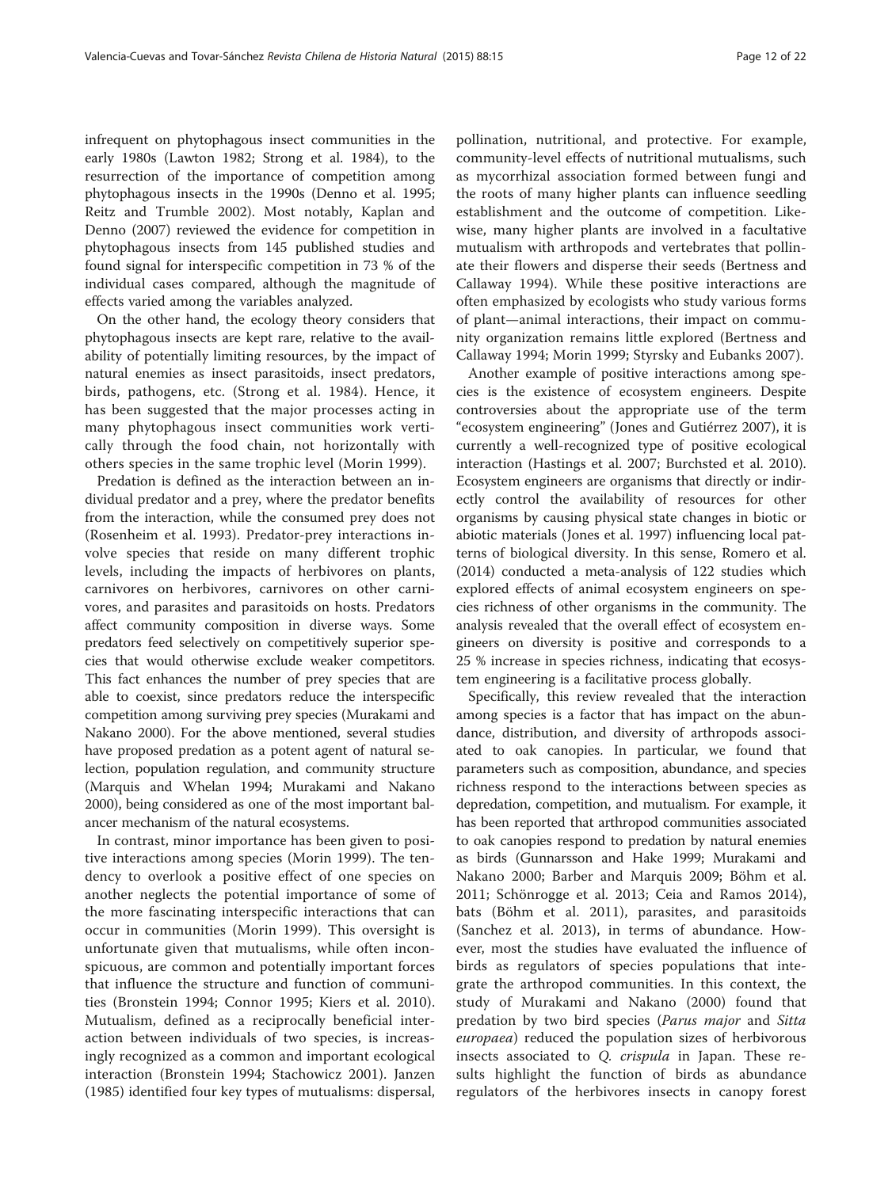infrequent on phytophagous insect communities in the early 1980s (Lawton 1982; Strong et al. 1984), to the resurrection of the importance of competition among phytophagous insects in the 1990s (Denno et al. 1995; Reitz and Trumble 2002). Most notably, Kaplan and Denno (2007) reviewed the evidence for competition in phytophagous insects from 145 published studies and found signal for interspecific competition in 73 % of the individual cases compared, although the magnitude of effects varied among the variables analyzed.

On the other hand, the ecology theory considers that phytophagous insects are kept rare, relative to the availability of potentially limiting resources, by the impact of natural enemies as insect parasitoids, insect predators, birds, pathogens, etc. (Strong et al. 1984). Hence, it has been suggested that the major processes acting in many phytophagous insect communities work vertically through the food chain, not horizontally with others species in the same trophic level (Morin 1999).

Predation is defined as the interaction between an individual predator and a prey, where the predator benefits from the interaction, while the consumed prey does not (Rosenheim et al. 1993). Predator-prey interactions involve species that reside on many different trophic levels, including the impacts of herbivores on plants, carnivores on herbivores, carnivores on other carnivores, and parasites and parasitoids on hosts. Predators affect community composition in diverse ways. Some predators feed selectively on competitively superior species that would otherwise exclude weaker competitors. This fact enhances the number of prey species that are able to coexist, since predators reduce the interspecific competition among surviving prey species (Murakami and Nakano 2000). For the above mentioned, several studies have proposed predation as a potent agent of natural selection, population regulation, and community structure (Marquis and Whelan 1994; Murakami and Nakano 2000), being considered as one of the most important balancer mechanism of the natural ecosystems.

In contrast, minor importance has been given to positive interactions among species (Morin 1999). The tendency to overlook a positive effect of one species on another neglects the potential importance of some of the more fascinating interspecific interactions that can occur in communities (Morin 1999). This oversight is unfortunate given that mutualisms, while often inconspicuous, are common and potentially important forces that influence the structure and function of communities (Bronstein 1994; Connor 1995; Kiers et al. 2010). Mutualism, defined as a reciprocally beneficial interaction between individuals of two species, is increasingly recognized as a common and important ecological interaction (Bronstein 1994; Stachowicz 2001). Janzen (1985) identified four key types of mutualisms: dispersal, pollination, nutritional, and protective. For example, community-level effects of nutritional mutualisms, such as mycorrhizal association formed between fungi and the roots of many higher plants can influence seedling establishment and the outcome of competition. Likewise, many higher plants are involved in a facultative mutualism with arthropods and vertebrates that pollinate their flowers and disperse their seeds (Bertness and Callaway 1994). While these positive interactions are often emphasized by ecologists who study various forms of plant—animal interactions, their impact on community organization remains little explored (Bertness and Callaway 1994; Morin 1999; Styrsky and Eubanks 2007).

Another example of positive interactions among species is the existence of ecosystem engineers. Despite controversies about the appropriate use of the term "ecosystem engineering" (Jones and Gutiérrez 2007), it is currently a well-recognized type of positive ecological interaction (Hastings et al. 2007; Burchsted et al. 2010). Ecosystem engineers are organisms that directly or indirectly control the availability of resources for other organisms by causing physical state changes in biotic or abiotic materials (Jones et al. 1997) influencing local patterns of biological diversity. In this sense, Romero et al. (2014) conducted a meta-analysis of 122 studies which explored effects of animal ecosystem engineers on species richness of other organisms in the community. The analysis revealed that the overall effect of ecosystem engineers on diversity is positive and corresponds to a 25 % increase in species richness, indicating that ecosystem engineering is a facilitative process globally.

Specifically, this review revealed that the interaction among species is a factor that has impact on the abundance, distribution, and diversity of arthropods associated to oak canopies. In particular, we found that parameters such as composition, abundance, and species richness respond to the interactions between species as depredation, competition, and mutualism. For example, it has been reported that arthropod communities associated to oak canopies respond to predation by natural enemies as birds (Gunnarsson and Hake 1999; Murakami and Nakano 2000; Barber and Marquis 2009; Böhm et al. 2011; Schönrogge et al. 2013; Ceia and Ramos 2014), bats (Böhm et al. 2011), parasites, and parasitoids (Sanchez et al. 2013), in terms of abundance. However, most the studies have evaluated the influence of birds as regulators of species populations that integrate the arthropod communities. In this context, the study of Murakami and Nakano (2000) found that predation by two bird species (*Parus major* and *Sitta europaea*) reduced the population sizes of herbivorous insects associated to *Q. crispula* in Japan. These results highlight the function of birds as abundance regulators of the herbivores insects in canopy forest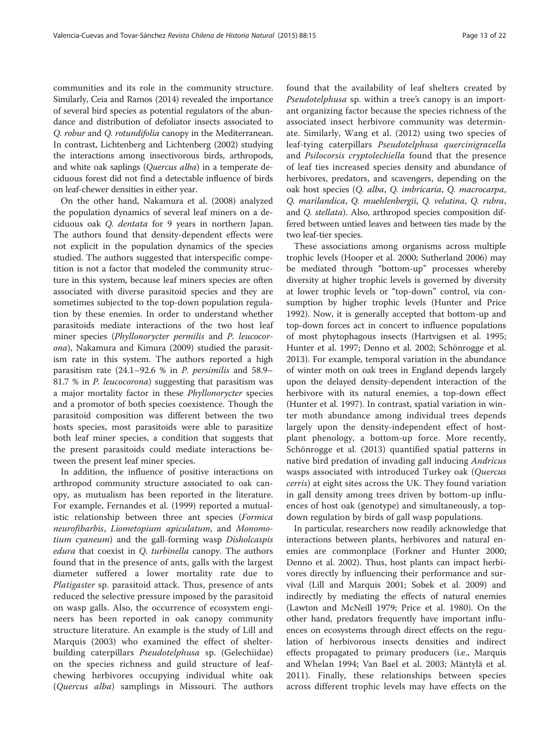communities and its role in the community structure. Similarly, Ceia and Ramos (2014) revealed the importance of several bird species as potential regulators of the abundance and distribution of defoliator insects associated to *Q. robur* and *Q. rotundifolia* canopy in the Mediterranean. In contrast, Lichtenberg and Lichtenberg (2002) studying the interactions among insectivorous birds, arthropods, and white oak saplings (*Quercus alba*) in a temperate deciduous forest did not find a detectable influence of birds on leaf-chewer densities in either year.

On the other hand, Nakamura et al. (2008) analyzed the population dynamics of several leaf miners on a deciduous oak *Q. dentata* for 9 years in northern Japan. The authors found that density-dependent effects were not explicit in the population dynamics of the species studied. The authors suggested that interspecific competition is not a factor that modeled the community structure in this system, because leaf miners species are often associated with diverse parasitoid species and they are sometimes subjected to the top-down population regulation by these enemies. In order to understand whether parasitoids mediate interactions of the two host leaf miner species (*Phyllonorycter permilis* and *P. leucocorona*), Nakamura and Kimura (2009) studied the parasitism rate in this system. The authors reported a high parasitism rate (24.1–92.6 % in *P. persimilis* and 58.9–81.7 % in *P. leucocorona*) suggesting that parasitism was a major mortality factor in these *Phyllonorycter* species and a promotor of both species coexistence. Though the parasitoid composition was different between the two hosts species, most parasitoids were able to parasitize both leaf miner species, a condition that suggests that the present parasitoids could mediate interactions between the present leaf miner species.

In addition, the influence of positive interactions on arthropod community structure associated to oak canopy, as mutualism has been reported in the literature. For example, Fernandes et al. (1999) reported a mutualistic relationship between three ant species (*Formica neurofibarbis*, *Liometopium apiculatum*, and *Monomotium cyaneum*) and the gall-forming wasp *Disholcaspis edura* that coexist in *Q. turbinella* canopy. The authors found that in the presence of ants, galls with the largest diameter suffered a lower mortality rate due to *Platigaster* sp. parasitoid attack. Thus, presence of ants reduced the selective pressure imposed by the parasitoid on wasp galls. Also, the occurrence of ecosystem engineers has been reported in oak canopy community structure literature. An example is the study of Lill and Marquis (2003) who examined the effect of shelter-building caterpillars *Pseudotelphusa* sp. (Gelechiidae) on the species richness and guild structure of leaf-chewing herbivores occupying individual white oak (*Quercus alba*) samplings in Missouri. The authors found that the availability of leaf shelters created by *Pseudotelphusa* sp. within a tree's canopy is an important organizing factor because the species richness of the associated insect herbivore community was determinate. Similarly, Wang et al. (2012) using two species of leaf-tying caterpillars *Pseudotelphusa quercinigracella* and *Psilocorsis cryptolechiella* found that the presence of leaf ties increased species density and abundance of herbivores, predators, and scavengers, depending on the oak host species (*Q. alba*, *Q. imbricaria*, *Q. macrocarpa*, *Q. marilandica*, *Q. muehlenbergii*, *Q. velutina*, *Q. rubra*, and *Q. stellata*). Also, arthropod species composition differed between untied leaves and between ties made by the two leaf-tier species.

These associations among organisms across multiple trophic levels (Hooper et al. 2000; Sutherland 2006) may be mediated through "bottom-up" processes whereby diversity at higher trophic levels is governed by diversity at lower trophic levels or "top-down" control, via consumption by higher trophic levels (Hunter and Price 1992). Now, it is generally accepted that bottom-up and top-down forces act in concert to influence populations of most phytophagous insects (Hartvigsen et al. 1995; Hunter et al. 1997; Denno et al. 2002; Schönrogge et al. 2013). For example, temporal variation in the abundance of winter moth on oak trees in England depends largely upon the delayed density-dependent interaction of the herbivore with its natural enemies, a top-down effect (Hunter et al. 1997). In contrast, spatial variation in winter moth abundance among individual trees depends largely upon the density-independent effect of host-plant phenology, a bottom-up force. More recently, Schönrogge et al. (2013) quantified spatial patterns in native bird predation of invading gall inducing *Andricus* wasps associated with introduced Turkey oak (*Quercus cerris*) at eight sites across the UK. They found variation in gall density among trees driven by bottom-up influences of host oak (genotype) and simultaneously, a top-down regulation by birds of gall wasp populations.

In particular, researchers now readily acknowledge that interactions between plants, herbivores and natural enemies are commonplace (Forkner and Hunter 2000; Denno et al. 2002). Thus, host plants can impact herbivores directly by influencing their performance and survival (Lill and Marquis 2001; Sobek et al. 2009) and indirectly by mediating the effects of natural enemies (Lawton and McNeill 1979; Price et al. 1980). On the other hand, predators frequently have important influences on ecosystems through direct effects on the regulation of herbivorous insects densities and indirect effects propagated to primary producers (i.e., Marquis and Whelan 1994; Van Bael et al. 2003; Mäntylä et al. 2011). Finally, these relationships between species across different trophic levels may have effects on the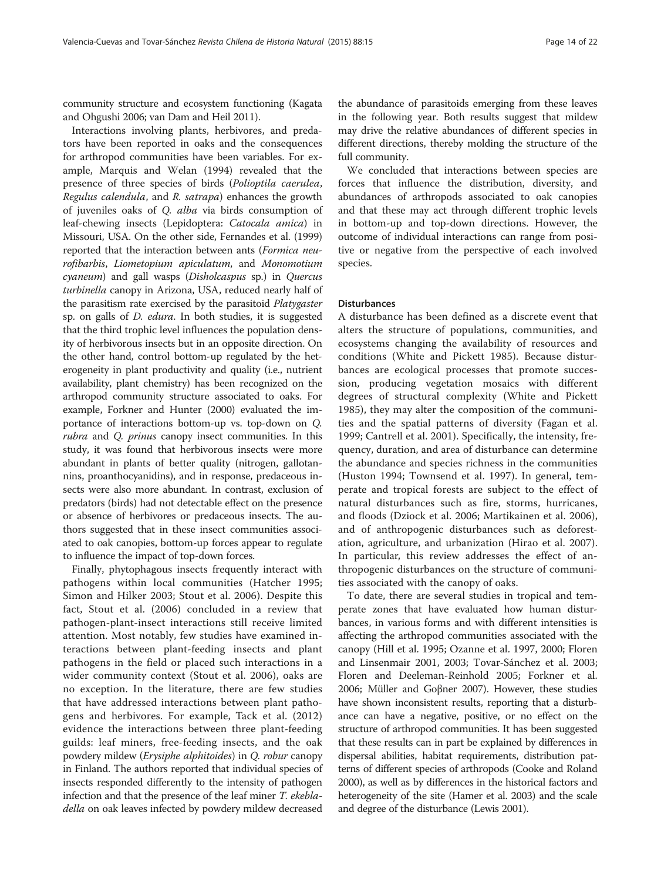community structure and ecosystem functioning (Kagata and Ohgushi 2006; van Dam and Heil 2011).

Interactions involving plants, herbivores, and predators have been reported in oaks and the consequences for arthropod communities have been variables. For example, Marquis and Welan (1994) revealed that the presence of three species of birds (*Polioptila caerulea*, *Regulus calendula*, and *R. satrapa*) enhances the growth of juveniles oaks of *Q. alba* via birds consumption of leaf-chewing insects (Lepidoptera: *Catocala amica*) in Missouri, USA. On the other side, Fernandes et al. (1999) reported that the interaction between ants (*Formica neurofibarbis*, *Liometopium apiculatum*, and *Monomotium cyaneum*) and gall wasps (*Disholcaspus* sp.) in *Quercus turbinella* canopy in Arizona, USA, reduced nearly half of the parasitism rate exercised by the parasitoid *Platygaster* sp. on galls of *D. edura*. In both studies, it is suggested that the third trophic level influences the population density of herbivorous insects but in an opposite direction. On the other hand, control bottom-up regulated by the heterogeneity in plant productivity and quality (i.e., nutrient availability, plant chemistry) has been recognized on the arthropod community structure associated to oaks. For example, Forkner and Hunter (2000) evaluated the importance of interactions bottom-up vs. top-down on *Q. rubra* and *Q. prinus* canopy insect communities. In this study, it was found that herbivorous insects were more abundant in plants of better quality (nitrogen, gallotannins, proanthocyanidins), and in response, predaceous insects were also more abundant. In contrast, exclusion of predators (birds) had not detectable effect on the presence or absence of herbivores or predaceous insects. The authors suggested that in these insect communities associated to oak canopies, bottom-up forces appear to regulate to influence the impact of top-down forces.

Finally, phytophagous insects frequently interact with pathogens within local communities (Hatcher 1995; Simon and Hilker 2003; Stout et al. 2006). Despite this fact, Stout et al. (2006) concluded in a review that pathogen-plant-insect interactions still receive limited attention. Most notably, few studies have examined interactions between plant-feeding insects and plant pathogens in the field or placed such interactions in a wider community context (Stout et al. 2006), oaks are no exception. In the literature, there are few studies that have addressed interactions between plant pathogens and herbivores. For example, Tack et al. (2012) evidence the interactions between three plant-feeding guilds: leaf miners, free-feeding insects, and the oak powdery mildew (*Erysiphe alphitoides*) in *Q. robur* canopy in Finland. The authors reported that individual species of insects responded differently to the intensity of pathogen infection and that the presence of the leaf miner *T. ekebladella* on oak leaves infected by powdery mildew decreased the abundance of parasitoids emerging from these leaves in the following year. Both results suggest that mildew may drive the relative abundances of different species in different directions, thereby molding the structure of the full community.

We concluded that interactions between species are forces that influence the distribution, diversity, and abundances of arthropods associated to oak canopies and that these may act through different trophic levels in bottom-up and top-down directions. However, the outcome of individual interactions can range from positive or negative from the perspective of each involved species.

### Disturbances

A disturbance has been defined as a discrete event that alters the structure of populations, communities, and ecosystems changing the availability of resources and conditions (White and Pickett 1985). Because disturbances are ecological processes that promote succession, producing vegetation mosaics with different degrees of structural complexity (White and Pickett 1985), they may alter the composition of the communities and the spatial patterns of diversity (Fagan et al. 1999; Cantrell et al. 2001). Specifically, the intensity, frequency, duration, and area of disturbance can determine the abundance and species richness in the communities (Huston 1994; Townsend et al. 1997). In general, temperate and tropical forests are subject to the effect of natural disturbances such as fire, storms, hurricanes, and floods (Dziock et al. 2006; Martikainen et al. 2006), and of anthropogenic disturbances such as deforestation, agriculture, and urbanization (Hirao et al. 2007). In particular, this review addresses the effect of anthropogenic disturbances on the structure of communities associated with the canopy of oaks.

To date, there are several studies in tropical and temperate zones that have evaluated how human disturbances, in various forms and with different intensities is affecting the arthropod communities associated with the canopy (Hill et al. 1995; Ozanne et al. 1997, 2000; Floren and Linsenmair 2001, 2003; Tovar-Sánchez et al. 2003; Floren and Deeleman-Reinhold 2005; Forkner et al. 2006; Müller and Goβner 2007). However, these studies have shown inconsistent results, reporting that a disturbance can have a negative, positive, or no effect on the structure of arthropod communities. It has been suggested that these results can in part be explained by differences in dispersal abilities, habitat requirements, distribution patterns of different species of arthropods (Cooke and Roland 2000), as well as by differences in the historical factors and heterogeneity of the site (Hamer et al. 2003) and the scale and degree of the disturbance (Lewis 2001).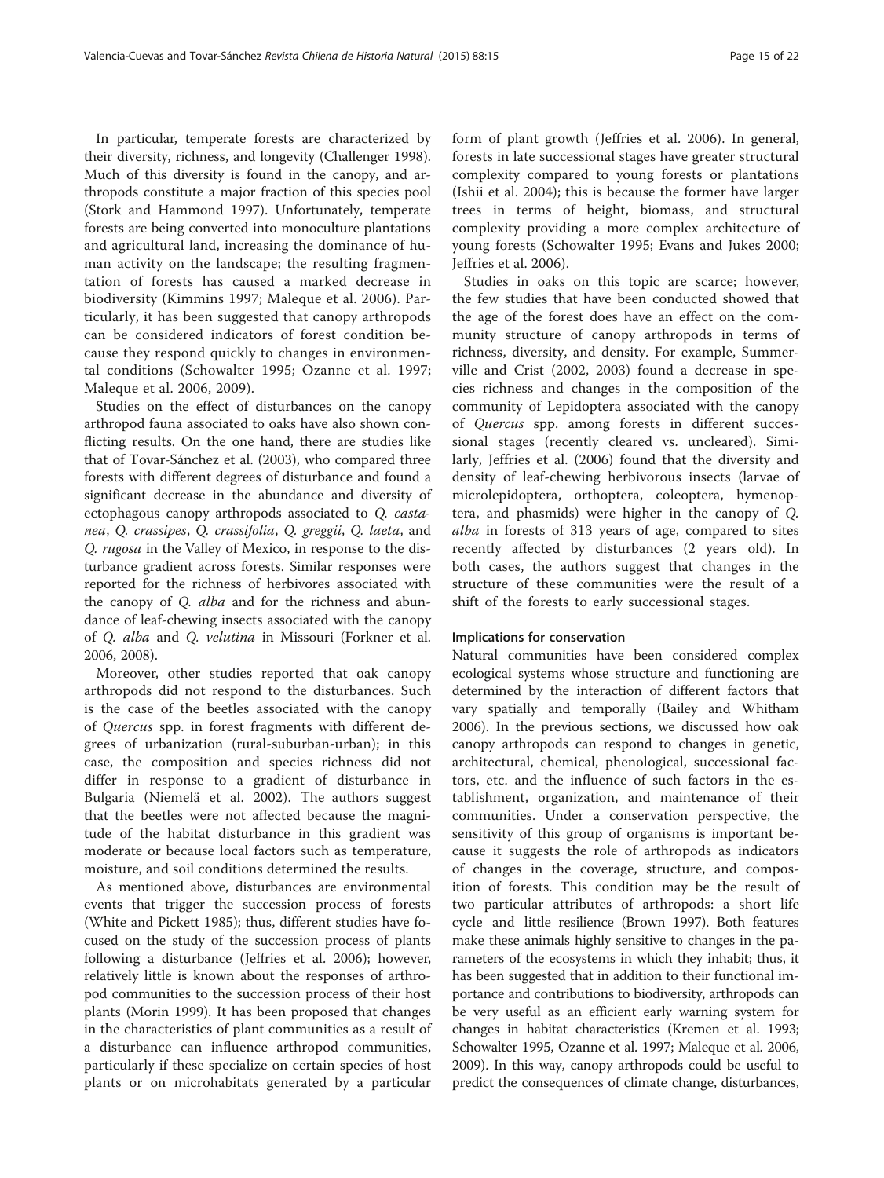In particular, temperate forests are characterized by their diversity, richness, and longevity (Challenger 1998). Much of this diversity is found in the canopy, and arthropods constitute a major fraction of this species pool (Stork and Hammond 1997). Unfortunately, temperate forests are being converted into monoculture plantations and agricultural land, increasing the dominance of human activity on the landscape; the resulting fragmentation of forests has caused a marked decrease in biodiversity (Kimmins 1997; Maleque et al. 2006). Particularly, it has been suggested that canopy arthropods can be considered indicators of forest condition because they respond quickly to changes in environmental conditions (Schowalter 1995; Ozanne et al. 1997; Maleque et al. 2006, 2009).

Studies on the effect of disturbances on the canopy arthropod fauna associated to oaks have also shown conflicting results. On the one hand, there are studies like that of Tovar-Sánchez et al. (2003), who compared three forests with different degrees of disturbance and found a significant decrease in the abundance and diversity of ectophagous canopy arthropods associated to *Q. castanea*, *Q. crassipes*, *Q. crassifolia*, *Q. greggii*, *Q. laeta*, and *Q. rugosa* in the Valley of Mexico, in response to the disturbance gradient across forests. Similar responses were reported for the richness of herbivores associated with the canopy of *Q. alba* and for the richness and abundance of leaf-chewing insects associated with the canopy of *Q. alba* and *Q. velutina* in Missouri (Forkner et al. 2006, 2008).

Moreover, other studies reported that oak canopy arthropods did not respond to the disturbances. Such is the case of the beetles associated with the canopy of *Quercus* spp. in forest fragments with different degrees of urbanization (rural-suburban-urban); in this case, the composition and species richness did not differ in response to a gradient of disturbance in Bulgaria (Niemelä et al. 2002). The authors suggest that the beetles were not affected because the magnitude of the habitat disturbance in this gradient was moderate or because local factors such as temperature, moisture, and soil conditions determined the results.

As mentioned above, disturbances are environmental events that trigger the succession process of forests (White and Pickett 1985); thus, different studies have focused on the study of the succession process of plants following a disturbance (Jeffries et al. 2006); however, relatively little is known about the responses of arthropod communities to the succession process of their host plants (Morin 1999). It has been proposed that changes in the characteristics of plant communities as a result of a disturbance can influence arthropod communities, particularly if these specialize on certain species of host plants or on microhabitats generated by a particular form of plant growth (Jeffries et al. 2006). In general, forests in late successional stages have greater structural complexity compared to young forests or plantations (Ishii et al. 2004); this is because the former have larger trees in terms of height, biomass, and structural complexity providing a more complex architecture of young forests (Schowalter 1995; Evans and Jukes 2000; Jeffries et al. 2006).

Studies in oaks on this topic are scarce; however, the few studies that have been conducted showed that the age of the forest does have an effect on the community structure of canopy arthropods in terms of richness, diversity, and density. For example, Summerville and Crist (2002, 2003) found a decrease in species richness and changes in the composition of the community of Lepidoptera associated with the canopy of *Quercus* spp. among forests in different successional stages (recently cleared vs. uncleared). Similarly, Jeffries et al. (2006) found that the diversity and density of leaf-chewing herbivorous insects (larvae of microlepidoptera, orthoptera, coleoptera, hymenoptera, and phasmids) were higher in the canopy of *Q. alba* in forests of 313 years of age, compared to sites recently affected by disturbances (2 years old). In both cases, the authors suggest that changes in the structure of these communities were the result of a shift of the forests to early successional stages.

#### Implications for conservation

Natural communities have been considered complex ecological systems whose structure and functioning are determined by the interaction of different factors that vary spatially and temporally (Bailey and Whitham 2006). In the previous sections, we discussed how oak canopy arthropods can respond to changes in genetic, architectural, chemical, phenological, successional factors, etc. and the influence of such factors in the establishment, organization, and maintenance of their communities. Under a conservation perspective, the sensitivity of this group of organisms is important because it suggests the role of arthropods as indicators of changes in the coverage, structure, and composition of forests. This condition may be the result of two particular attributes of arthropods: a short life cycle and little resilience (Brown 1997). Both features make these animals highly sensitive to changes in the parameters of the ecosystems in which they inhabit; thus, it has been suggested that in addition to their functional importance and contributions to biodiversity, arthropods can be very useful as an efficient early warning system for changes in habitat characteristics (Kremen et al. 1993; Schowalter 1995, Ozanne et al. 1997; Maleque et al. 2006, 2009). In this way, canopy arthropods could be useful to predict the consequences of climate change, disturbances,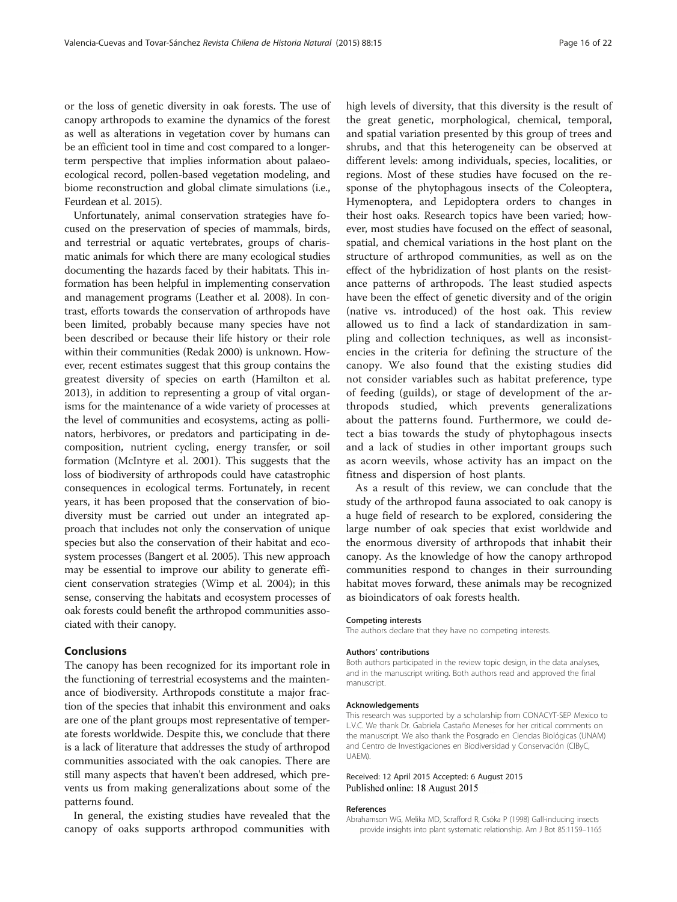or the loss of genetic diversity in oak forests. The use of canopy arthropods to examine the dynamics of the forest as well as alterations in vegetation cover by humans can be an efficient tool in time and cost compared to a longer-term perspective that implies information about palaeoecological record, pollen-based vegetation modeling, and biome reconstruction and global climate simulations (i.e., Feurdean et al. 2015).

Unfortunately, animal conservation strategies have focused on the preservation of species of mammals, birds, and terrestrial or aquatic vertebrates, groups of charismatic animals for which there are many ecological studies documenting the hazards faced by their habitats. This information has been helpful in implementing conservation and management programs (Leather et al. 2008). In contrast, efforts towards the conservation of arthropods have been limited, probably because many species have not been described or because their life history or their role within their communities (Redak 2000) is unknown. However, recent estimates suggest that this group contains the greatest diversity of species on earth (Hamilton et al. 2013), in addition to representing a group of vital organisms for the maintenance of a wide variety of processes at the level of communities and ecosystems, acting as pollinators, herbivores, or predators and participating in decomposition, nutrient cycling, energy transfer, or soil formation (McIntyre et al. 2001). This suggests that the loss of biodiversity of arthropods could have catastrophic consequences in ecological terms. Fortunately, in recent years, it has been proposed that the conservation of biodiversity must be carried out under an integrated approach that includes not only the conservation of unique species but also the conservation of their habitat and ecosystem processes (Bangert et al. 2005). This new approach may be essential to improve our ability to generate efficient conservation strategies (Wimp et al. 2004); in this sense, conserving the habitats and ecosystem processes of oak forests could benefit the arthropod communities associated with their canopy.

## Conclusions

The canopy has been recognized for its important role in the functioning of terrestrial ecosystems and the maintenance of biodiversity. Arthropods constitute a major fraction of the species that inhabit this environment and oaks are one of the plant groups most representative of temperate forests worldwide. Despite this, we conclude that there is a lack of literature that addresses the study of arthropod communities associated with the oak canopies. There are still many aspects that haven't been addresed, which prevents us from making generalizations about some of the patterns found.

In general, the existing studies have revealed that the canopy of oaks supports arthropod communities with high levels of diversity, that this diversity is the result of the great genetic, morphological, chemical, temporal, and spatial variation presented by this group of trees and shrubs, and that this heterogeneity can be observed at different levels: among individuals, species, localities, or regions. Most of these studies have focused on the response of the phytophagous insects of the Coleoptera, Hymenoptera, and Lepidoptera orders to changes in their host oaks. Research topics have been varied; however, most studies have focused on the effect of seasonal, spatial, and chemical variations in the host plant on the structure of arthropod communities, as well as on the effect of the hybridization of host plants on the resistance patterns of arthropods. The least studied aspects have been the effect of genetic diversity and of the origin (native vs. introduced) of the host oak. This review allowed us to find a lack of standardization in sampling and collection techniques, as well as inconsistencies in the criteria for defining the structure of the canopy. We also found that the existing studies did not consider variables such as habitat preference, type of feeding (guilds), or stage of development of the arthropods studied, which prevents generalizations about the patterns found. Furthermore, we could detect a bias towards the study of phytophagous insects and a lack of studies in other important groups such as acorn weevils, whose activity has an impact on the fitness and dispersion of host plants.

As a result of this review, we can conclude that the study of the arthropod fauna associated to oak canopy is a huge field of research to be explored, considering the large number of oak species that exist worldwide and the enormous diversity of arthropods that inhabit their canopy. As the knowledge of how the canopy arthropod communities respond to changes in their surrounding habitat moves forward, these animals may be recognized as bioindicators of oak forests health.

#### Competing interests

The authors declare that they have no competing interests.

#### Authors' contributions

Both authors participated in the review topic design, in the data analyses, and in the manuscript writing. Both authors read and approved the final manuscript.

#### Acknowledgements

This research was supported by a scholarship from CONACYT-SEP Mexico to L.V.C. We thank Dr. Gabriela Castaño Meneses for her critical comments on the manuscript. We also thank the Posgrado en Ciencias Biológicas (UNAM) and Centro de Investigaciones en Biodiversidad y Conservación (CIByC, UAEM).

Received: 12 April 2015 Accepted: 6 August 2015
Published online: 18 August 2015

#### References

Abrahamson WG, Melika MD, Scrafford R, Csóka P (1998) Gall-inducing insects provide insights into plant systematic relationship. Am J Bot 85:1159–1165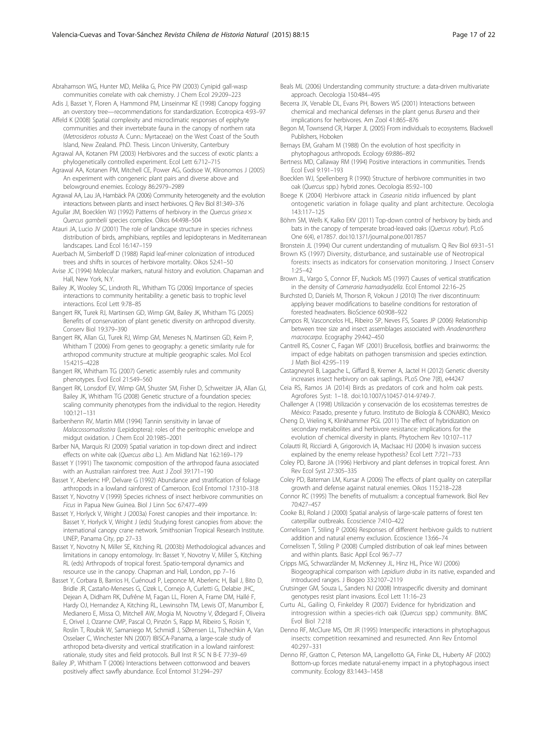Abrahamson WG, Hunter MD, Melika G, Price PW (2003) Cynipid gall-wasp communities correlate with oak chemistry. J Chem Ecol 29:209–223

Adis J, Basset Y, Floren A, Hammond PM, Linseinmar KE (1998) Canopy fogging an overstory tree—recommendations for standardization. Ecotropica 4:93–97

Affeld K (2008) Spatial complexity and microclimatic responses of epiphyte communities and their invertebrate fauna in the canopy of northern rata (*Metrosideros robusta* A. Cunn.: Myrtaceae) on the West Coast of the South Island, New Zealand. PhD. Thesis. Lincon University, Canterbury

Agrawal AA, Kotanen PM (2003) Herbivores and the success of exotic plants: a phylogenetically controlled experiment. Ecol Lett 6:712–715

Agrawal AA, Kotanen PM, Mitchell CE, Power AG, Godsoe W, Klironomos J (2005) An experiment with congeneric plant pairs and diverse above and belowground enemies. Ecology 86:2979–2989

Agrawal AA, Lau JA, Hambäck PA (2006) Community heterogeneity and the evolution interactions between plants and insect herbivores. Q Rev Biol 81:349–376

Aguilar JM, Boecklen WJ (1992) Patterns of herbivory in the *Quercus grisea* × *Quercus gambelii* species complex. Oikos 64:498–504

Atauri JA, Lucio JV (2001) The role of landscape structure in species richness distribution of birds, amphibians, reptiles and lepidopterans in Mediterranean landscapes. Land Ecol 16:147–159

Auerbach M, Simberloff D (1988) Rapid leaf-miner colonization of introduced trees and shifts in sources of herbivore mortality. Oikos 52:41–50

Avise JC (1994) Molecular markers, natural history and evolution. Chapaman and Hall, New York, N.Y.

Bailey JK, Wooley SC, Lindroth RL, Whitham TG (2006) Importance of species interactions to community heritability: a genetic basis to trophic level interactions. Ecol Lett 9:78–85

Bangert RK, Turek RJ, Martinsen GD, Wimp GM, Bailey JK, Whitham TG (2005) Benefits of conservation of plant genetic diversity on arthropod diversity. Conserv Biol 19:379–390

Bangert RK, Allan GJ, Turek RJ, Wimp GM, Meneses N, Martinsen GD, Keim P, Whitham T (2006) From genes to geography: a genetic similarity rule for arthropod community structure at multiple geographic scales. Mol Ecol 15:4215–4228

Bangert RK, Whitham TG (2007) Genetic assembly rules and community phenotypes. Evol Ecol 21:549–560

Bangert RK, Lonsdorf EV, Wimp GM, Shuster SM, Fisher D, Schweitzer JA, Allan GJ, Bailey JK, Whitham TG (2008) Genetic structure of a foundation species: scaling community phenotypes from the individual to the region. Heredity 100:121–131

Barbenhenn RV, Martin MM (1994) Tannin sensitivity in larvae of *Malacossomadisstira* (Lepidoptera): roles of the peritrophic envelope and midgut oxidation. J Chem Ecol 20:1985–2001

Barber NA, Marquis RJ (2009) Spatial variation in top-down direct and indirect effects on white oak (*Quercus alba* L.). Am Midland Nat 162:169–179

Basset Y (1991) The taxonomic composition of the arthropod fauna associated with an Australian rainforest tree. Aust J Zool 39:171–190

Basset Y, Aberlenc HP, Delvare G (1992) Abundance and stratification of foliage arthropods in a lowland rainforest of Cameroon. Ecol Entomol 17:310–318

Basset Y, Novotny V (1999) Species richness of insect herbivore communities on *Ficus* in Papua New Guinea. Biol J Linn Soc 67:477–499

Basset Y, Horlyck V, Wright J (2003a) Forest canopies and their importance. In: Basset Y, Horlyck V, Wright J (eds) Studying forest canopies from above: the international canopy crane network. Smithsonian Tropical Research Institute. UNEP, Panama City, pp 27–33

Basset Y, Novotny N, Miller SE, Kitching RL (2003b) Methodological advances and limitations in canopy entomology. In: Basset Y, Novotny V, Miller S, Kitching RL (eds) Arthropods of tropical forest. Spatio-temporal dynamics and resource use in the canopy. Chapman and Hall, London, pp 7–16

Basset Y, Corbara B, Barrios H, Cuénoud P, Leponce M, Aberlenc H, Bail J, Bito D, Bridle JR, Castaño-Meneses G, Cizek L, Cornejo A, Curletti G, Delabie JHC, Dejean A, Didham RK, Dufrêne M, Fagan LL, Floren A, Frame DM, Hallé F, Hardy OJ, Hernandez A, Kitching RL, Lewinsohn TM, Lewis OT, Manumbor E, Medianero E, Missa O, Mitchell AW, Mogia M, Novotny V, Ødegard F, Oliveira E, Orivel J, Ozanne CMP, Pascal O, Pinzón S, Rapp M, Ribeiro S, Roisin Y, Roslin T, Roubik W, Samaniego M, Schmidl J, SØrensen LL, Tishechkin A, Van Osselaer C, Winchester NN (2007) IBISCA-Panama, a large-scale study of arthropod beta-diversity and vertical stratification in a lowland rainforest: rationale, study sites and field protocols. Bull Inst R SC N B-E 77:39–69

Bailey JP, Whitham T (2006) Interactions between cottonwood and beavers positively affect sawfly abundance. Ecol Entomol 31:294–297

Beals ML (2006) Understanding community structure: a data-driven multivariate approach. Oecologia 150:484–495

Becerra JX, Venable DL, Evans PH, Bowers WS (2001) Interactions between chemical and mechanical defenses in the plant genus *Bursera* and their implications for herbivores. Am Zool 41:865–876

Begon M, Townsend CR, Harper JL (2005) From individuals to ecosystems. Blackwell Publishers, Hoboken

Bernays EM, Graham M (1988) On the evolution of host specificity in phytophagous arthropods. Ecology 69:886–892

Bertness MD, Callaway RM (1994) Positive interactions in communities. Trends Ecol Evol 9:191–193

Boecklen WJ, Spellenberg R (1990) Structure of herbivore communities in two oak (*Quercus* spp.) hybrid zones. Oecologia 85:92–100

Boege K (2004) Herbivore attack in *Casearia nitida* influenced by plant ontogenetic variation in foliage quality and plant architecture. Oecologia 143:117–125

Böhm SM, Wells K, Kalko EKV (2011) Top-down control of herbivory by birds and bats in the canopy of temperate broad-leaved oaks (*Quercus robur*). PLoS One 6(4), e17857. doi:10.1371/journal.pone.0017857

Bronstein JL (1994) Our current understanding of mutualism. Q Rev Biol 69:31–51

Brown KS (1997) Diversity, disturbance, and sustainable use of Neotropical forests: insects as indicators for conservation monitoring. J Insect Conserv 1:25–42

Brown JL, Vargo S, Connor EF, Nuckols MS (1997) Causes of vertical stratification in the density of *Cameraria hamadryadella*. Ecol Entomol 22:16–25

Burchsted D, Daniels M, Thorson R, Vokoun J (2010) The river discontinuum: applying beaver modifications to baseline conditions for restoration of forested headwaters. BioScience 60:908–922

Campos RI, Vasconcelos HL, Ribeiro SP, Neves FS, Soares JP (2006) Relationship between tree size and insect assemblages associated with *Anadenanthera macrocarpa*. Ecography 29:442–450

Cantrell RS, Cosner C, Fagan WF (2001) Brucellosis, botflies and brainworms: the impact of edge habitats on pathogen transmission and species extinction. J Math Biol 42:95–119

Castagneyrol B, Lagache L, Giffard B, Kremer A, Jactel H (2012) Genetic diversity increases insect herbivory on oak saplings. PLoS One 7(8), e44247

Ceia RS, Ramos JA (2014) Birds as predators of cork and holm oak pests. Agrofores Syst: 1–18. doi:10.1007/s10457-014-9749-7.

Challenger A (1998) Utilización y conservación de los ecosistemas terrestres de México: Pasado, presente y futuro. Instituto de Biología & CONABIO, Mexico

Cheng D, Vrieling K, Klinkhammer PGL (2011) The effect of hybridization on secondary metabolites and herbivore resistance: implications for the evolution of chemical diversity in plants. Phytochem Rev 10:107–117

Colautti RI, Ricciardi A, Grigorovich IA, MacIsaac HJ (2004) Is invasion success explained by the enemy release hypothesis? Ecol Lett 7:721–733

Coley PD, Barone JA (1996) Herbivory and plant defenses in tropical forest. Ann Rev Ecol Syst 27:305–335

Coley PD, Bateman LM, Kursar A (2006) The effects of plant quality on caterpillar growth and defense against natural enemies. Oikos 115:218–228

Connor RC (1995) The benefits of mutualism: a conceptual framework. Biol Rev 70:427–457

Cooke BJ, Roland J (2000) Spatial analysis of large-scale patterns of forest ten caterpillar outbreaks. Ecoscience 7:410–422

Cornelissen T, Stiling P (2006) Responses of different herbivore guilds to nutrient addition and natural enemy exclusion. Ecoscience 13:66–74

Cornelissen T, Stiling P (2008) Cumpled distribution of oak leaf mines between and within plants. Basic Appl Ecol 96:7–77

Cripps MG, Schwarzländer M, McKenney JL, Hinz HL, Price WJ (2006) Biogeographical comparison with *Lepidium draba* in its native, expanded and introduced ranges. J Biogeo 33:2107–2119

Crutsinger GM, Souza L, Sanders NJ (2008) Intraspecific diversity and dominant genotypes resist plant invasions. Ecol Lett 11:16–23

Curtu AL, Gailing O, Finkeldey R (2007) Evidence for hybridization and introgression within a species-rich oak (*Quercus* spp.) community. BMC Evol Biol 7:218

Denno RF, McClure MS, Ott JR (1995) Interspecific interactions in phytophagous insects: competition reexamined and resurrected. Ann Rev Entomol 40:297–331

Denno RF, Gratton C, Peterson MA, Langellotto GA, Finke DL, Huberty AF (2002) Bottom-up forces mediate natural-enemy impact in a phytophagous insect community. Ecology 83:1443–1458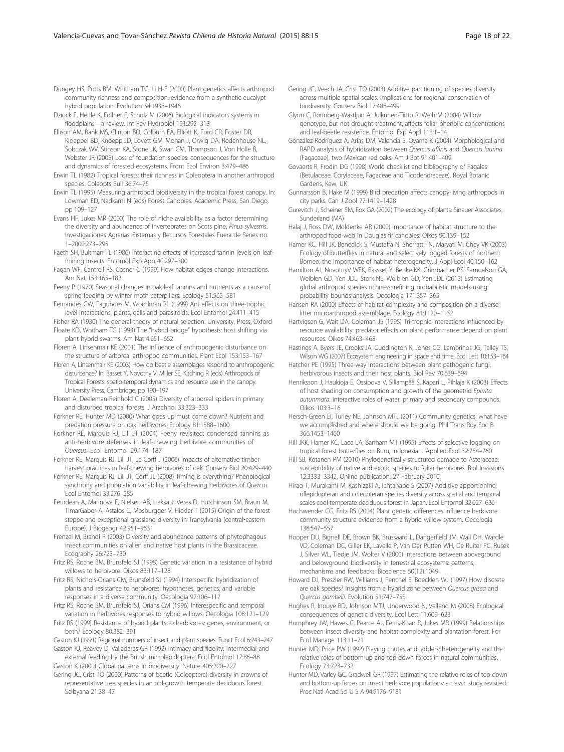Dungey HS, Potts BM, Whitham TG, Li H-F (2000) Plant genetics affects arthropod community richness and composition: evidence from a synthetic eucalypt hybrid population. Evolution 54:1938–1946

Dziock F, Henle K, Follner F, Scholz M (2006) Biological indicators systems in floodplains—a review. Int Rev Hydrobiol 191:292–313

Ellison AM, Bank MS, Clinton BD, Colburn EA, Elliott K, Ford CR, Foster DR, Kloeppel BD, Knoepp JD, Lovett GM, Mohan J, Orwig DA, Rodenhouse NL, Sobczak WV, Stinson KA, Stone JK, Swan CM, Thompson J, Von Holle B, Webster JR (2005) Loss of foundation species: consequences for the structure and dynamics of forested ecosystems. Front Ecol Environ 3:479–486

Erwin TL (1982) Tropical forests: their richness in Coleoptera in another arthropod species. Coleopts Bull 36:74–75

Erwin TL (1995) Measuring arthropod biodiversity in the tropical forest canopy. In: Lowman ED, Nadkarni N (eds) Forest Canopies. Academic Press, San Diego, pp 109–127

Evans HF, Jukes MR (2000) The role of niche availability as a factor determining the diversity and abundance of invertebrates on Scots pine, *Pinus sylvestris*. Investigaciones Agrarias: Sistemas y Recursos Forestales Fuera de Series no. 1–2000:273–295

Faeth SH, Bultman TL (1986) Interacting effects of increased tannin levels on leaf-mining insects. Entomol Exp App 40:297–300

Fagan WF, Cantrell RS, Cosner C (1999) How habitat edges change interactions. Am Nat 153:165–182

Feeny P (1970) Seasonal changes in oak leaf tannins and nutrients as a cause of spring feeding by winter moth caterpillars. Ecology 51:565–581

Fernandes GW, Fagundes M, Woodman RL (1999) Ant effects on three-trophic level interactions: plants, galls and parasitoids. Ecol Entomol 24:411–415

Fisher RA (1930) The general theory of natural selection. University, Press, Oxford

Floate KD, Whitham TG (1993) The "hybrid bridge" hypothesis: host shifting via plant hybrid swarms. Am Nat 4:651–652

Floren A, Linsenmair KE (2001) The influence of anthropogenic disturbance on the structure of arboreal arthropod communities. Plant Ecol 153:153–167

Floren A, Linsenmair KE (2003) How do beetle assemblages respond to anthropogenic disturbance? In: Basset Y, Novotny V, Miller SE, Kitching R (eds) Arthropods of Tropical Forests: spatio-temporal dynamics and resource use in the canopy. University Press, Cambridge, pp 190–197

Floren A, Deeleman-Reinhold C (2005) Diversity of arboreal spiders in primary and disturbed tropical forests. J Arachnol 33:323–333

Forkner RE, Hunter MD (2000) What goes up must come down? Nutrient and predation pressure on oak herbivores. Ecology 81:1588–1600

Forkner RE, Marquis RJ, Lill JT (2004) Feeny revisited: condensed tannins as anti-herbivore defenses in leaf-chewing herbivore communities of *Quercus*. Ecol Entomol 29:174–187

Forkner RE, Marquis RJ, Lill JT, Le Corff J (2006) Impacts of alternative timber harvest practices in leaf-chewing herbivores of oak. Conserv Biol 20:429–440

Forkner RE, Marquis RJ, Lill JT, Corff JL (2008) Timing is everything? Phenological synchrony and population variability in leaf-chewing herbivores of *Quercus*. Ecol Entomol 33:276–285

Feurdean A, Marinova E, Nielsen AB, Liakka J, Veres D, Hutchinson SM, Braun M, TimarGabor A, Astalos C, Mosburgger V, Hickler T (2015) Origin of the forest steppe and exceptional grassland diversity in Transylvania (central‐eastern Europe). J Biogeogr 42:951–963

Frenzel M, Brandl R (2003) Diversity and abundance patterns of phytophagous insect communities on alien and native host plants in the Brassicaceae. Ecography 26:723–730

Fritz RS, Roche BM, Brunsfeld SJ (1998) Genetic variation in a resistance of hybrid willows to herbivore. Oikos 83:117–128

Fritz RS, Nichols-Orians CM, Brunsfeld SJ (1994) Interspecific hybridization of plants and resistance to herbivores: hypotheses, genetics, and variable responses in a diverse community. Oecologia 97:106–117

Fritz RS, Roche BM, Brunsfeld SJ, Orians CM (1996) Interespecific and temporal variation in herbivores responses to hybrid willows. Oecologia 108:121–129

Fritz RS (1999) Resistance of hybrid plants to herbivores: genes, environment, or both? Ecology 80:382–391

Gaston KJ (1991) Regional numbers of insect and plant species. Funct Ecol 6:243–247

Gaston KJ, Reavey D, Valladares GR (1992) Intimacy and fidelity: intermedial and external feeding by the British microlepidoptera. Ecol Entomol 17:86–88

Gaston K (2000) Global patterns in biodiversity. Nature 405:220–227

Gering JC, Crist TO (2000) Patterns of beetle (Coleoptera) diversity in crowns of representative tree species in an old-growth temperate deciduous forest. Selbyana 21:38–47

Gering JC, Veech JA, Crist TO (2003) Additive partitioning of species diversity across multiple spatial scales: implications for regional conservation of biodiversity. Conserv Biol 17:488–499

Glynn C, Rönnberg-Wästljun A, Julkunen-Tiitto R, Weih M (2004) Willow genotype, but not drought treatment, affects foliar phenolic concentrations and leaf-beetle resistence. Entomol Exp Appl 113:1–14

González-Rodríguez A, Arias DM, Valencia S, Oyama K (2004) Morphological and RAPD analysis of hybridization between *Quercus affinis* and *Quercus laurina* (Fagaceae), two Mexican red oaks. Am J Bot 91:401–409

Govaerts R, Frodin DG (1998) World checklist and bibliography of Fagales (Betulaceae, Corylaceae, Fagaceae and Ticodendraceae). Royal Botanic Gardens, Kew, UK

Gunnarsson B, Hake M (1999) Bird predation affects canopy-living arthropods in city parks. Can J Zool 77:1419–1428

Gurevitch J, Scheiner SM, Fox GA (2002) The ecology of plants. Sinauer Associates, Sunderland (MA)

Halaj J, Ross DW, Moldenke AR (2000) Importance of habitat structure to the arthropod food-web in Douglas fir canopies. Oikos 90:139–152

Hamer KC, Hill JK, Benedick S, Mustaffa N, Sherratt TN, Maryati M, Chey VK (2003) Ecology of butterflies in natural and selectively logged forests of northern Borneo: the importance of habitat heterogeneity. J Appl Ecol 40:150–162

Hamilton AJ, NovotnyV WEK, Bassset Y, Benke KK, Grimbacher PS, Samuelson GA, Weiblen GD, Yen JDL, Stork NE, Weiblen GD, Yen JDL (2013) Estimating global arthropod species richness: refining probabilistic models using probability bounds analysis. Oecologia 171:357–365

Hansen RA (2000) Effects of habitat complexity and composition on a diverse litter microarthropod assemblage. Ecology 81:1120–1132

Hartvigsen G, Wait DA, Coleman JS (1995) Tri-trophic interactions influenced by resource availability: predator effects on plant performance depend on plant resources. Oikos 74:463–468

Hastings A, Byers JE, Crooks JA, Cuddington K, Jones CG, Lambrinos JG, Talley TS, Wilson WG (2007) Ecosystem engineering in space and time. Ecol Lett 10:153–164

Hatcher PE (1995) Three-way interactions between plant pathogenic fungi, herbivorous insects and their host plants. Biol Rev 70:639–694

Henriksson J, Haukioja E, Ossipova V, Sillampää S, Kapari L, Pihlaja K (2003) Effects of host shading on consumption and growth of the geometrid *Epirrita autunmata*: interactive roles of water, primary and secondary compounds. Oikos 103:3–16

Hersch-Green EI, Turley NE, Johnson MTJ (2011) Community genetics: what have we accomplished and where should we be going. Phil Trans Roy Soc B 366:1453–1460

Hill JKK, Hamer KC, Lace LA, Banham MT (1995) Effects of selective logging on tropical forest butterflies on Buru, Indonesia. J Applied Ecol 32:754–760

Hill SB, Kotanen PM (2010) Phylogenetically structured damage to Asteraceae: susceptibility of native and exotic species to foliar herbivores. Biol Invasions 12:3333–3342, Online publication: 27 February 2010

Hirao T, Murakami M, Kashizaki A, Ichtanabe S (2007) Additive apportioning oflepidopteran and coleopteran species diversity across spatial and temporal scales cool-temperate deciduous forest in Japan. Ecol Entomol 32:627–636

Hochwender CG, Fritz RS (2004) Plant genetic differences influence herbivore community structure evidence from a hybrid willow system. Oecologia 138:547–557

Hooper DU, Bignell DE, Brown BK, Brussaard L, Dangerfield JM, Wall DH, Wardle VD, Coleman DC, Giller EK, Lavelle P, Van Der Putten WH, De Ruiter PC, Rusek J, Silver WL, Tiedje JM, Wolter V (2000) Interactions between aboveground and belowground biodiversity in terrestrial ecosystems: patterns, mechanisms and feedbacks. Bioscience 50(12):1049

Howard DJ, Preszler RW, Williams J, Fenchel S, Boecklen WJ (1997) How discrete are oak species? Insights from a hybrid zone between *Quercus grisea* and *Quercus gambelii*. Evolution 51:747–755

Hughes R, Inouye BD, Johnson MTJ, Underwood N, Vellend M (2008) Ecological consequences of genetic diversity. Ecol Lett 11:609–623

Humphrey JW, Hawes C, Pearce AJ, Ferris-Khan R, Jukes MR (1999) Relationships between insect diversity and habitat complexity and plantation forest. For Ecol Manage 113:11–21

Hunter MD, Price PW (1992) Playing chutes and ladders: heterogeneity and the relative roles of bottom-up and top-down forces in natural communities. Ecology 73:723–732

Hunter MD, Varley GC, Gradwell GR (1997) Estimating the relative roles of top-down and bottom-up forces on insect herbivore populations: a classic study revisited. Proc Natl Acad Sci U S A 94:9176–9181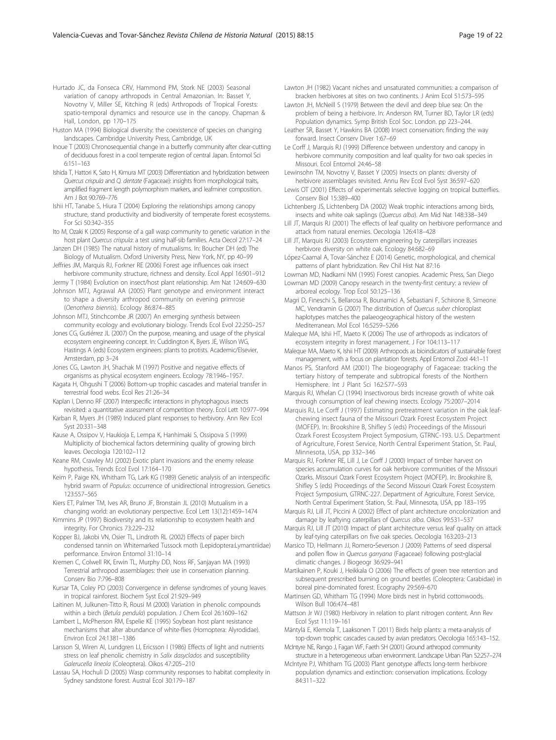Hurtado JC, da Fonseca CRV, Hammond PM, Stork NE (2003) Seasonal variation of canopy arthropods in Central Amazonian. In: Basset Y, Novotny V, Miller SE, Kitching R (eds) Arthropods of Tropical Forests: spatio-temporal dynamics and resource use in the canopy. Chapman & Hall, London, pp 170–175

Huston MA (1994) Biological diversity: the coexistence of species on changing landscapes. Cambridge University Press, Cambridge, UK

Inoue T (2003) Chronosequential change in a butterfly community after clear-cutting of deciduous forest in a cool temperate region of central Japan. Entomol Sci 6:151–163

Ishida T, Hattori K, Sato H, Kimura MT (2003) Differentiation and hybridization between *Quercus crispula* and *Q. dentate* (Fagaceae): insights from morphological traits, amplified fragment length polymorphism markers, and leafminer composition. Am J Bot 90:769–776

Ishii HT, Tanabe S, Hiura T (2004) Exploring the relationships among canopy structure, stand productivity and biodiversity of temperate forest ecosystems. For Sci 50:342–355

Ito M, Ozaki K (2005) Response of a gall wasp community to genetic variation in the host plant *Quercus crispula*: a test using half-sib families. Acta Oecol 27:17–24

Janzen DH (1985) The natural history of mutualisms. In: Boucher DH (ed) The Biology of Mutualism. Oxford University Press, New York, NY, pp 40–99

Jeffries JM, Marquis RJ, Forkner RE (2006) Forest age influences oak insect herbivore community structure, richness and density. Ecol Appl 16:901–912

Jermy T (1984) Evolution on insect/host plant relationship. Am Nat 124:609–630

Johnson MTJ, Agrawal AA (2005) Plant genotype and environment interact to shape a diversity arthropod community on evening primrose (*Oenothera biennis*). Ecology 86:874–885

Johnson MTJ, Stinchcombe JR (2007) An emerging synthesis between community ecology and evolutionary biology. Trends Ecol Evol 22:250–257

Jones CG, Gutiérrez JL (2007) On the purpose, meaning, and usage of the physical ecosystem engineering concept. In: Cuddington K, Byers JE, Wilson WG, Hastings A (eds) Ecosystem engineers: plants to protists. Academic/Elsevier, Amsterdam, pp 3–24

Jones CG, Lawton JH, Shachak M (1997) Positive and negative effects of organisms as physical ecosystem engineers. Ecology 78:1946–1957.

Kagata H, Ohgushi T (2006) Bottom-up trophic cascades and material transfer in terrestrial food webs. Ecol Res 21:26–34

Kaplan I, Denno RF (2007) Interspecific interactions in phytophagous insects revisited: a quantitative assessment of competition theory. Ecol Lett 10:977–994

Karban R, Myers JH (1989) Induced plant responses to herbivory. Ann Rev Ecol Syst 20:331–348

Kause A, Ossipov V, Haukioja E, Lempa K, Hanhimaki S, Ossipova S (1999) Multiplicity of biochemical factors determining quality of growing birch leaves. Oecologia 120:102–112

Keane RM, Crawley MJ (2002) Exotic plant invasions and the enemy release hypothesis. Trends Ecol Evol 17:164–170

Keim P, Paige KN, Whitham TG, Lark KG (1989) Genetic analysis of an interspecific hybrid swarm of *Populus*: occurrence of unidirectional introgression. Genetics 123:557–565

Kiers ET, Palmer TM, Ives AR, Bruno JF, Bronstain JL (2010) Mutualism in a changing world: an evolutionary perspective. Ecol Lett 13(12):1459–1474

Kimmins JP (1997) Biodiversity and its relationship to ecosystem health and integrity. For Chronics 73:229–232

Kopper BJ, Jakobi VN, Osier TL, Lindroth RL (2002) Effects of paper birch condensed tannin on Whitemarked Tussock moth (Lepidoptera:Lymantriidae) performance. Environ Entomol 31:10–14

Kremen C, Colwell RK, Erwin TL, Murphy DD, Noss RF, Sanjayan MA (1993) Terrestrial arthropod assemblages: their use in conservation planning. Conserv Bio 7:796–808

Kursar TA, Coley PD (2003) Convergence in defense syndromes of young leaves in tropical rainforest. Biochem Syst Ecol 21:929–949

Laitinen M, Julkunen-Titto R, Rousi M (2000) Variation in phenolic compounds within a birch (*Betula pendula*) population. J Chem Ecol 26:1609–162

Lambert L, McPherson RM, Espelie KE (1995) Soybean host plant resistance mechanisms that alter abundance of white-flies (Homoptera: Alyrodidae). Environ Ecol 24:1381–1386

Larsson SI, Wiren AI, Lundgren LI, Ericsson I (1986) Effects of light and nutrients stress on leaf phenolic chemistry in *Salix dasyclados* and susceptibility *Galerucella lineola* (Coleoptera). Oikos 47:205–210

Lassau SA, Hochuli D (2005) Wasp community responses to habitat complexity in Sydney sandstone forest. Austral Ecol 30:179–187

Lawton JH (1982) Vacant niches and unsaturated communities: a comparison of bracken herbivores at sites on two continents. J Anim Ecol 51:573–595

Lawton JH, McNeill S (1979) Between the devil and deep blue sea: On the problem of being a herbivore. In: Anderson RM, Turner BD, Taylor LR (eds) Population dynamics. Symp British Ecol Soc. London. pp 223–244.

Leather SR, Basset Y, Hawkins BA (2008) Insect conservation: finding the way forward. Insect Conserv Diver 1:67–69

Le Corff J, Marquis RJ (1999) Difference between understory and canopy in herbivore community composition and leaf quality for two oak species in Missouri. Ecol Entomol 24:46–58

Lewinsohn TM, Novotny V, Basset Y (2005) Insects on plants: diversity of herbivore assemblages revisited. Annu Rev Ecol Evol Syst 36:597–620

Lewis OT (2001) Effects of experimentals selective logging on tropical butterflies. Conserv Biol 15:389–400

Lichtenberg JS, Lichtenberg DA (2002) Weak trophic interactions among birds, insects and white oak saplings (*Quercus alba*). Am Mid Nat 148:338–349

Lill JT, Marquis RJ (2001) The effects of leaf quality on herbivore performance and attack from natural enemies. Oecologia 126:418–428

Lill JT, Marquis RJ (2003) Ecosystem engineering by caterpillars increases herbivore diversity on white oak. Ecology 84:682–69

López-Caamal A, Tovar-Sánchez E (2014) Genetic, morphological, and chemical patterns of plant hybridization. Rev Chil Hist Nat 87:16

Lowman MD, Nadkarni NM (1995) Forest canopies. Academic Press, San Diego

Lowman MD (2009) Canopy research in the twenty-first century: a review of arboreal ecology. Trop Ecol 50:125–136

Magri D, Fineschi S, Bellarosa R, Bounamici A, Sebastiani F, Schirone B, Simeone MC, Vendramin G (2007) The distribution of *Quercus suber* chloroplast haplotypes matches the palaeogeographical history of the western Mediterranean. Mol Ecol 16:5259–5266

Maleque MA, Ishii HT, Maeto K (2006) The use of arthropods as indicators of ecosystem integrity in forest management. J For 104:113–117

Maleque MA, Maeto K, Ishii HT (2009) Arthropods as bioindicators of sustainable forest management, with a focus on plantation forests. Appl Entomol Zool 44:1–11

Manos PS, Stanford AM (2001) The biogeography of Fagaceae: tracking the tertiary history of temperate and subtropical forests of the Northern Hemisphere. Int J Plant Sci 162:S77–S93

Marquis RJ, Whelan CJ (1994) Insectivorous birds increase growth of white oak through consumption of leaf chewing insects. Ecology 75:2007–2014

Marquis RJ, Le Corff J (1997) Estimating pretreatment variation in the oak leaf-chewing insect fauna of the Missouri Ozark Forest Ecosystem Project (MOFEP). In: Brookshire B, Shifley S (eds) Proceedings of the Missouri Ozark Forest Ecosystem Project Symposium, GTRNC-193. U.S. Department of Agriculture, Forest Service, North Central Experiment Station, St. Paul, Minnesota, USA, pp 332–346

Marquis RJ, Forkner RE, Lill J, Le Corff J (2000) Impact of timber harvest on species accumulation curves for oak herbivore communities of the Missouri Ozarks. Missouri Ozark Forest Ecosystem Project (MOFEP). In: Brookshire B, Shifley S (eds) Proceedings of the Second Missouri Ozark Forest Ecosystem Project Symposium, GTRNC-227. Department of Agriculture, Forest Service, North Central Experiment Station, St. Paul, Minnesota, USA, pp 183–195

Marquis RJ, Lill JT, Piccini A (2002) Effect of plant architecture oncolonization and damage by leaftying caterpillars of *Quercus alba*. Oikos 99:531–537

Marquis RJ, Lill JT (2010) Impact of plant architecture versus leaf quality on attack by leaf-tying caterpillars on five oak species. Oecologia 163:203–213

Marsico TD, Hellmann JJ, Romero-Severson J (2009) Patterns of seed dispersal and pollen flow in *Quercus garryana* (Fagaceae) following post-glacial climatic changes. J Biogeogr 36:929–941

Martikainen P, Kouki J, Heikkala O (2006) The effects of green tree retention and subsequent prescribed burning on ground beetles (Coleoptera: Carabidae) in boreal pine-dominated forest. Ecography 29:569–670

Martinsen GD, Whitham TG (1994) More birds nest in hybrid cottonwoods. Wilson Bull 106:474–481

Mattson Jr WJ (1980) Herbivory in relation to plant nitrogen content. Ann Rev Ecol Syst 11:119–161

Mäntylä E, Klemola T, Laaksonen T (2011) Birds help plants: a meta-analysis of top-down trophic cascades caused by avian predators. Oecologia 165:143–152.

McIntyre NE, Rango J, Fagan WF, Faeth SH (2001) Ground arthropod community structure in a heterogeneous urban environment. Landscape Urban Plan 52:257–274

McIntyre PJ, Whitham TG (2003) Plant genotype affects long-term herbivore population dynamics and extinction: conservation implications. Ecology 84:311–322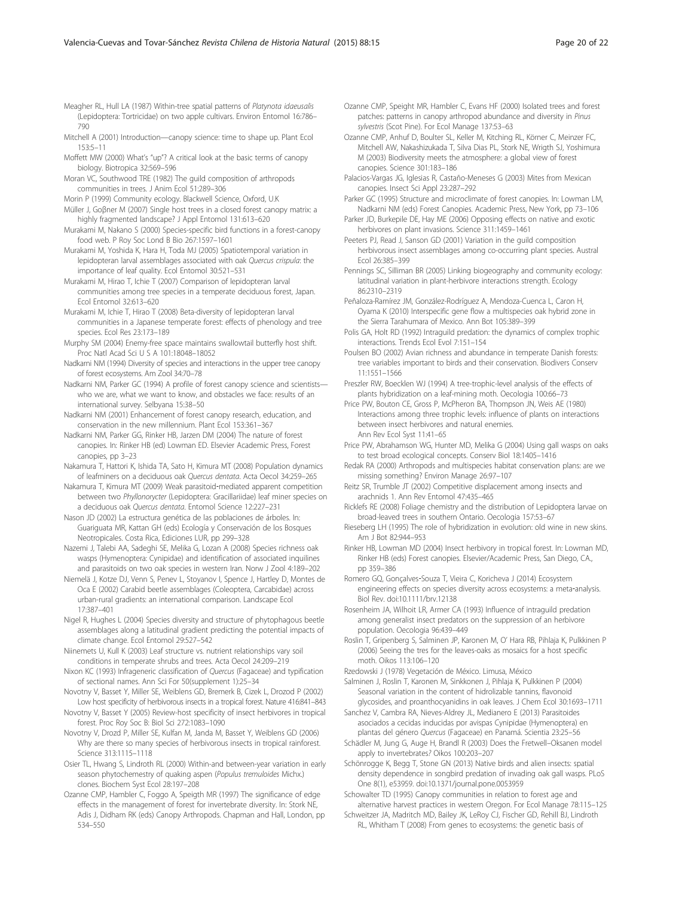Meagher RL, Hull LA (1987) Within-tree spatial patterns of *Platynota idaeusalis* (Lepidoptera: Tortricidae) on two apple cultivars. Environ Entomol 16:786–790

Mitchell A (2001) Introduction—canopy science: time to shape up. Plant Ecol 153:5–11

Moffett MW (2000) What's "up"? A critical look at the basic terms of canopy biology. Biotropica 32:569–596

Moran VC, Southwood TRE (1982) The guild composition of arthropods communities in trees. J Anim Ecol 51:289–306

Morin P (1999) Community ecology. Blackwell Science, Oxford, U.K

Müller J, Goβner M (2007) Single host trees in a closed forest canopy matrix: a highly fragmented landscape? J Appl Entomol 131:613–620

Murakami M, Nakano S (2000) Species-specific bird functions in a forest-canopy food web. P Roy Soc Lond B Bio 267:1597–1601

Murakami M, Yoshida K, Hara H, Toda MJ (2005) Spatiotemporal variation in lepidopteran larval assemblages associated with oak *Quercus crispula*: the importance of leaf quality. Ecol Entomol 30:521–531

Murakami M, Hirao T, Ichie T (2007) Comparison of lepidopteran larval communities among tree species in a temperate deciduous forest, Japan. Ecol Entomol 32:613–620

Murakami M, Ichie T, Hirao T (2008) Beta-diversity of lepidopteran larval communities in a Japanese temperate forest: effects of phenology and tree species. Ecol Res 23:173–189

Murphy SM (2004) Enemy-free space maintains swallowtail butterfly host shift. Proc Natl Acad Sci U S A 101:18048–18052

Nadkarni NM (1994) Diversity of species and interactions in the upper tree canopy of forest ecosystems. Am Zool 34:70–78

Nadkarni NM, Parker GC (1994) A profile of forest canopy science and scientists—who we are, what we want to know, and obstacles we face: results of an international survey. Selbyana 15:38–50

Nadkarni NM (2001) Enhancement of forest canopy research, education, and conservation in the new millennium. Plant Ecol 153:361–367

Nadkarni NM, Parker GG, Rinker HB, Jarzen DM (2004) The nature of forest canopies. In: Rinker HB (ed) Lowman ED. Elsevier Academic Press, Forest canopies, pp 3–23

Nakamura T, Hattori K, Ishida TA, Sato H, Kimura MT (2008) Population dynamics of leafminers on a deciduous oak *Quercus dentata*. Acta Oecol 34:259–265

Nakamura T, Kimura MT (2009) Weak parasitoid-mediated apparent competition between two *Phyllonorycter* (Lepidoptera: Gracillariidae) leaf miner species on a deciduous oak *Quercus dentata*. Entomol Science 12:227–231

Nason JD (2002) La estructura genética de las poblaciones de árboles. In: Guariguata MR, Kattan GH (eds) Ecología y Conservación de los Bosques Neotropicales. Costa Rica, Ediciones LUR, pp 299–328

Nazemi J, Talebi AA, Sadeghi SE, Melika G, Lozan A (2008) Species richness oak wasps (Hymenoptera: Cynipidae) and identification of associated inquilines and parasitoids on two oak species in western Iran. Norw J Zool 4:189–202

Niemelä J, Kotze DJ, Venn S, Penev L, Stoyanov I, Spence J, Hartley D, Montes de Oca E (2002) Carabid beetle assemblages (Coleoptera, Carcabidae) across urban-rural gradients: an international comparison. Landscape Ecol 17:387–401

Nigel R, Hughes L (2004) Species diversity and structure of phytophagous beetle assemblages along a latitudinal gradient predicting the potential impacts of climate change. Ecol Entomol 29:527–542

Niinemets U, Kull K (2003) Leaf structure vs. nutrient relationships vary soil conditions in temperate shrubs and trees. Acta Oecol 24:209–219

Nixon KC (1993) Infrageneric classification of *Quercus* (Fagaceae) and typification of sectional names. Ann Sci For 50(supplement 1):25–34

Novotny V, Basset Y, Miller SE, Weiblens GD, Bremerk B, Cizek L, Drozod P (2002) Low host specificity of herbivorous insects in a tropical forest. Nature 416:841–843

Novotny V, Basset Y (2005) Review-host specificity of insect herbivores in tropical forest. Proc Roy Soc B: Biol Sci 272:1083–1090

Novotny V, Drozd P, Miller SE, Kulfan M, Janda M, Basset Y, Weiblens GD (2006) Why are there so many species of herbivorous insects in tropical rainforest. Science 313:1115–1118

Osier TL, Hwang S, Lindroth RL (2000) Within-and between-year variation in early season phytochemestry of quaking aspen (*Populus tremuloides* Michx.) clones. Biochem Syst Ecol 28:197–208

Ozanne CMP, Hambler C, Foggo A, Speigth MR (1997) The significance of edge effects in the management of forest for invertebrate diversity. In: Stork NE, Adis J, Didham RK (eds) Canopy Arthropods. Chapman and Hall, London, pp 534–550

Ozanne CMP, Speight MR, Hambler C, Evans HF (2000) Isolated trees and forest patches: patterns in canopy arthropod abundance and diversity in *Pinus sylvestris* (Scot Pine). For Ecol Manage 137:53–63

Ozanne CMP, Anhuf D, Boulter SL, Keller M, Kitching RL, Körner C, Meinzer FC, Mitchell AW, Nakashizukada T, Silva Dias PL, Stork NE, Wrigth SJ, Yoshimura M (2003) Biodiversity meets the atmosphere: a global view of forest canopies. Science 301:183–186

Palacios-Vargas JG, Iglesias R, Castaño-Meneses G (2003) Mites from Mexican canopies. Insect Sci Appl 23:287–292

Parker GC (1995) Structure and microclimate of forest canopies. In: Lowman LM, Nadkarni NM (eds) Forest Canopies. Academic Press, New York, pp 73–106

Parker JD, Burkepile DE, Hay ME (2006) Opposing effects on native and exotic herbivores on plant invasions. Science 311:1459–1461

Peeters PJ, Read J, Sanson GD (2001) Variation in the guild composition herbivorous insect assemblages among co-occurring plant species. Austral Ecol 26:385–399

Pennings SC, Silliman BR (2005) Linking biogeography and community ecology: latitudinal variation in plant-herbivore interactions strength. Ecology 86:2310–2319

Peñaloza-Ramírez JM, González-Rodríguez A, Mendoza-Cuenca L, Caron H, Oyama K (2010) Interspecific gene flow a multispecies oak hybrid zone in the Sierra Tarahumara of Mexico. Ann Bot 105:389–399

Polis GA, Holt RD (1992) Intraguild predation: the dynamics of complex trophic interactions. Trends Ecol Evol 7:151–154

Poulsen BO (2002) Avian richness and abundance in temperate Danish forests: tree variables important to birds and their conservation. Biodivers Conserv 11:1551–1566

Preszler RW, Boecklen WJ (1994) A tree-trophic-level analysis of the effects of plants hybridization on a leaf-mining moth. Oecologia 100:66–73

Price PW, Bouton CE, Gross P, McPheron BA, Thompson JN, Weis AE (1980) Interactions among three trophic levels: influence of plants on interactions between insect herbivores and natural enemies. Ann Rev Ecol Syst 11:41–65

Price PW, Abrahamson WG, Hunter MD, Melika G (2004) Using gall wasps on oaks to test broad ecological concepts. Conserv Biol 18:1405–1416

Redak RA (2000) Arthropods and multispecies habitat conservation plans: are we missing something? Environ Manage 26:97–107

Reitz SR, Trumble JT (2002) Competitive displacement among insects and arachnids 1. Ann Rev Entomol 47:435–465

Ricklefs RE (2008) Foliage chemistry and the distribution of Lepidoptera larvae on broad-leaved trees in southern Ontario. Oecologia 157:53–67

Rieseberg LH (1995) The role of hybridization in evolution: old wine in new skins. Am J Bot 82:944–953

Rinker HB, Lowman MD (2004) Insect herbivory in tropical forest. In: Lowman MD, Rinker HB (eds) Forest canopies. Elsevier/Academic Press, San Diego, CA., pp 359–386

Romero GQ, Gonçalves-Souza T, Vieira C, Koricheva J (2014) Ecosystem engineering effects on species diversity across ecosystems: a meta-analysis. Biol Rev. doi:10.1111/brv.12138

Rosenheim JA, Wilhoit LR, Armer CA (1993) Influence of intraguild predation among generalist insect predators on the suppression of an herbivore population. Oecologia 96:439–449

Roslin T, Gripenberg S, Salminen JP, Karonen M, O' Hara RB, Pihlaja K, Pulkkinen P (2006) Seeing the tres for the leaves-oaks as mosaics for a host specific moth. Oikos 113:106–120

Rzedowski J (1978) Vegetación de México. Limusa, México

Salminen J, Roslin T, Karonen M, Sinkkonen J, Pihlaja K, Pulkkinen P (2004) Seasonal variation in the content of hidrolizable tannins, flavonoid glycosides, and proanthocyanidins in oak leaves. J Chem Ecol 30:1693–1711

Sanchez V, Cambra RA, Nieves-Aldrey JL, Medianero E (2013) Parasitoides asociados a cecidas inducidas por avispas Cynipidae (Hymenoptera) en plantas del género *Quercus* (Fagaceae) en Panamá. Scientia 23:25–56

Schädler M, Jung G, Auge H, Brandl R (2003) Does the Fretwell–Oksanen model apply to invertebrates? Oikos 100:203–207

Schönrogge K, Begg T, Stone GN (2013) Native birds and alien insects: spatial density dependence in songbird predation of invading oak gall wasps. PLoS One 8(1), e53959. doi:10.1371/journal.pone.0053959

Schowalter TD (1995) Canopy communities in relation to forest age and alternative harvest practices in western Oregon. For Ecol Manage 78:115–125

Schweitzer JA, Madritch MD, Bailey JK, LeRoy CJ, Fischer GD, Rehill BJ, Lindroth RL, Whitham T (2008) From genes to ecosystems: the genetic basis of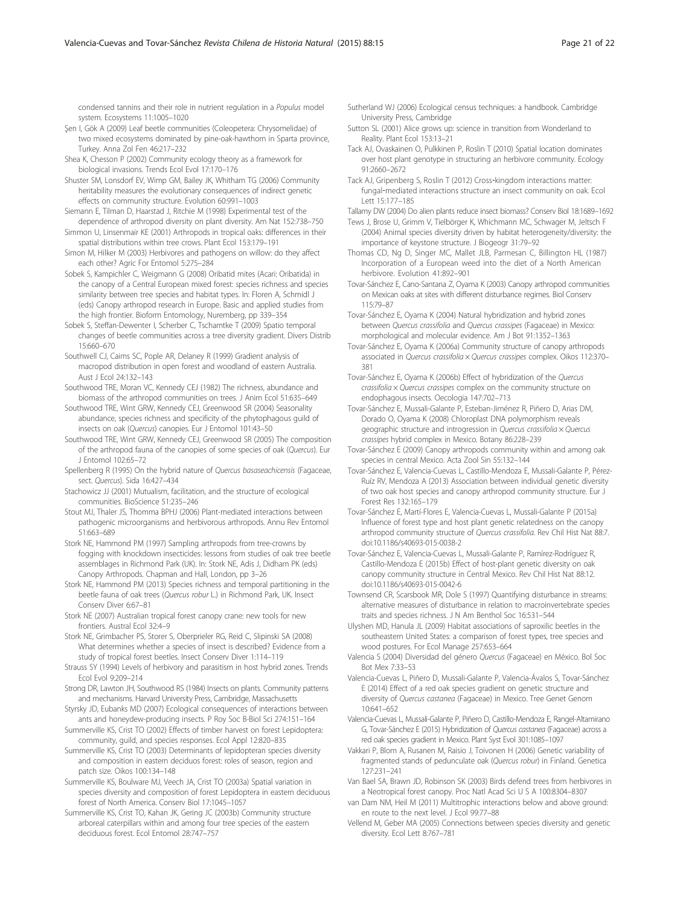condensed tannins and their role in nutrient regulation in a *Populus* model system. Ecosystems 11:1005–1020

Şen I, Gök A (2009) Leaf beetle communities (Coleopetera: Chrysomelidae) of two mixed ecosystems dominated by pine-oak-hawthorn in Sparta province, Turkey. Anna Zol Fen 46:217–232

Shea K, Chesson P (2002) Community ecology theory as a framework for biological invasions. Trends Ecol Evol 17:170–176

Shuster SM, Lonsdorf EV, Wimp GM, Bailey JK, Whitham TG (2006) Community heritability measures the evolutionary consequences of indirect genetic effects on community structure. Evolution 60:991–1003

Siemann E, Tilman D, Haarstad J, Ritchie M (1998) Experimental test of the dependence of arthropod diversity on plant diversity. Am Nat 152:738–750

Simmon U, Linsenmair KE (2001) Arthropods in tropical oaks: differences in their spatial distributions within tree crows. Plant Ecol 153:179–191

Simon M, Hilker M (2003) Herbivores and pathogens on willow: do they affect each other? Agric For Entomol 5:275–284

Sobek S, Kampichler C, Weigmann G (2008) Oribatid mites (Acari: Oribatida) in the canopy of a Central European mixed forest: species richness and species similarity between tree species and habitat types. In: Floren A, Schmidl J (eds) Canopy arthropod research in Europe. Basic and applied studies from the high frontier. Bioform Entomology, Nuremberg, pp 339–354

Sobek S, Steffan-Dewenter I, Scherber C, Tschamtke T (2009) Spatio temporal changes of beetle communities across a tree diversity gradient. Divers Distrib 15:660–670

Southwell CJ, Cairns SC, Pople AR, Delaney R (1999) Gradient analysis of macropod distribution in open forest and woodland of eastern Australia. Aust J Ecol 24:132–143

Southwood TRE, Moran VC, Kennedy CEJ (1982) The richness, abundance and biomass of the arthropod communities on trees. J Anim Ecol 51:635–649

Southwood TRE, Wint GRW, Kennedy CEJ, Greenwood SR (2004) Seasonality abundance, species richness and specificity of the phytophagous guild of insects on oak (*Quercus*) canopies. Eur J Entomol 101:43–50

Southwood TRE, Wint GRW, Kennedy CEJ, Greenwood SR (2005) The composition of the arthropod fauna of the canopies of some species of oak (*Quercus*). Eur J Entomol 102:65–72

Spellenberg R (1995) On the hybrid nature of *Quercus basaseachicensis* (Fagaceae, sect. *Quercus*). Sida 16:427–434

Stachowicz JJ (2001) Mutualism, facilitation, and the structure of ecological communities. BioScience 51:235–246

Stout MJ, Thaler JS, Thomma BPHJ (2006) Plant-mediated interactions between pathogenic microorganisms and herbivorous arthropods. Annu Rev Entomol 51:663–689

Stork NE, Hammond PM (1997) Sampling arthropods from tree-crowns by fogging with knockdown insecticides: lessons from studies of oak tree beetle assemblages in Richmond Park (UK). In: Stork NE, Adis J, Didham PK (eds) Canopy Arthropods. Chapman and Hall, London, pp 3–26

Stork NE, Hammond PM (2013) Species richness and temporal partitioning in the beetle fauna of oak trees (*Quercus robur* L.) in Richmond Park, UK. Insect Conserv Diver 6:67–81

Stork NE (2007) Australian tropical forest canopy crane: new tools for new frontiers. Austral Ecol 32:4–9

Stork NE, Grimbacher PS, Storer S, Oberprieler RG, Reid C, Slipinski SA (2008) What determines whether a species of insect is described? Evidence from a study of tropical forest beetles. Insect Conserv Diver 1:114–119

Strauss SY (1994) Levels of herbivory and parasitism in host hybrid zones. Trends Ecol Evol 9:209–214

Strong DR, Lawton JH, Southwood RS (1984) Insects on plants. Community patterns and mechanisms. Harvard University Press, Cambridge, Massachusetts

Styrsky JD, Eubanks MD (2007) Ecological consequences of interactions between ants and honeydew-producing insects. P Roy Soc B-Biol Sci 274:151–164

Summerville KS, Crist TO (2002) Effects of timber harvest on forest Lepidoptera: community, guild, and species responses. Ecol Appl 12:820–835

Summerville KS, Crist TO (2003) Determinants of lepidopteran species diversity and composition in eastern deciduous forest: roles of season, region and patch size. Oikos 100:134–148

Summerville KS, Boulware MJ, Veech JA, Crist TO (2003a) Spatial variation in species diversity and composition of forest Lepidoptera in eastern deciduous forest of North America. Conserv Biol 17:1045–1057

Summerville KS, Crist TO, Kahan JK, Gering JC (2003b) Community structure arboreal caterpillars within and among four tree species of the eastern deciduous forest. Ecol Entomol 28:747–757

Sutherland WJ (2006) Ecological census techniques: a handbook. Cambridge University Press, Cambridge

Sutton SL (2001) Alice grows up: science in transition from Wonderland to Reality. Plant Ecol 153:13–21

Tack AJ, Ovaskainen O, Pulkkinen P, Roslin T (2010) Spatial location dominates over host plant genotype in structuring an herbivore community. Ecology 91:2660–2672

Tack AJ, Gripenberg S, Roslin T (2012) Cross-kingdom interactions matter: fungal-mediated interactions structure an insect community on oak. Ecol Lett 15:177–185

Tallamy DW (2004) Do alien plants reduce insect biomass? Conserv Biol 18:1689–1692

Tews J, Brose U, Grimm V, Tielbörger K, Whichmann MC, Schwager M, Jeltsch F (2004) Animal species diversity driven by habitat heterogeneity/diversity: the importance of keystone structure. J Biogeogr 31:79–92

Thomas CD, Ng D, Singer MC, Mallet JLB, Parmesan C, Billington HL (1987) Incorporation of a European weed into the diet of a North American herbivore. Evolution 41:892–901

Tovar-Sánchez E, Cano-Santana Z, Oyama K (2003) Canopy arthropod communities on Mexican oaks at sites with different disturbance regimes. Biol Conserv 115:79–87

Tovar-Sánchez E, Oyama K (2004) Natural hybridization and hybrid zones between *Quercus crassifolia* and *Quercus crassipes* (Fagaceae) in Mexico: morphological and molecular evidence. Am J Bot 91:1352–1363

Tovar-Sánchez E, Oyama K (2006a) Community structure of canopy arthropods associated in *Quercus crassifolia* × *Quercus crassipes* complex. Oikos 112:370–381

Tovar-Sánchez E, Oyama K (2006b) Effect of hybridization of the *Quercus crassifolia* × *Quercus crassipes* complex on the community structure on endophagous insects. Oecologia 147:702–713

Tovar-Sánchez E, Mussali-Galante P, Esteban-Jiménez R, Piñero D, Arias DM, Dorado O, Oyama K (2008) Chloroplast DNA polymorphism reveals geographic structure and introgression in *Quercus crassifolia* × *Quercus crassipes* hybrid complex in Mexico. Botany 86:228–239

Tovar-Sánchez E (2009) Canopy arthropods community within and among oak species in central Mexico. Acta Zool Sin 55:132–144

Tovar-Sánchez E, Valencia-Cuevas L, Castillo-Mendoza E, Mussali-Galante P, Pérez-Ruíz RV, Mendoza A (2013) Association between individual genetic diversity of two oak host species and canopy arthropod community structure. Eur J Forest Res 132:165–179

Tovar-Sánchez E, Martí-Flores E, Valencia-Cuevas L, Mussali-Galante P (2015a) Influence of forest type and host plant genetic relatedness on the canopy arthropod community structure of *Quercus crassifolia*. Rev Chil Hist Nat 88:7. doi:10.1186/s40693-015-0038-2

Tovar-Sánchez E, Valencia-Cuevas L, Mussali-Galante P, Ramírez-Rodríguez R, Castillo-Mendoza E (2015b) Effect of host-plant genetic diversity on oak canopy community structure in Central Mexico. Rev Chil Hist Nat 88:12. doi:10.1186/s40693-015-0042-6

Townsend CR, Scarsbook MR, Dole S (1997) Quantifying disturbance in streams: alternative measures of disturbance in relation to macroinvertebrate species traits and species richness. J N Am Benthol Soc 16:531–544

Ulyshen MD, Hanula JL (2009) Habitat associations of saproxilic beetles in the southeastern United States: a comparison of forest types, tree species and wood postures. For Ecol Manage 257:653–664

Valencia S (2004) Diversidad del género *Quercus* (Fagaceae) en México. Bol Soc Bot Mex 7:33–53

Valencia-Cuevas L, Piñero D, Mussali-Galante P, Valencia-Ávalos S, Tovar-Sánchez E (2014) Effect of a red oak species gradient on genetic structure and diversity of *Quercus castanea* (Fagaceae) in Mexico. Tree Genet Genom 10:641–652

Valencia-Cuevas L, Mussali-Galante P, Piñero D, Castillo-Mendoza E, Rangel-Altamirano G, Tovar-Sánchez E (2015) Hybridization of *Quercus castanea* (Fagaceae) across a red oak species gradient in Mexico. Plant Syst Evol 301:1085–1097

Vakkari P, Blom A, Rusanen M, Raisio J, Toivonen H (2006) Genetic variability of fragmented stands of pedunculate oak (*Quercus robur*) in Finland. Genetica 127:231–241

Van Bael SA, Brawn JD, Robinson SK (2003) Birds defend trees from herbivores in a Neotropical forest canopy. Proc Natl Acad Sci U S A 100:8304–8307

van Dam NM, Heil M (2011) Multitrophic interactions below and above ground: en route to the next level. J Ecol 99:77–88

Vellend M, Geber MA (2005) Connections between species diversity and genetic diversity. Ecol Lett 8:767–781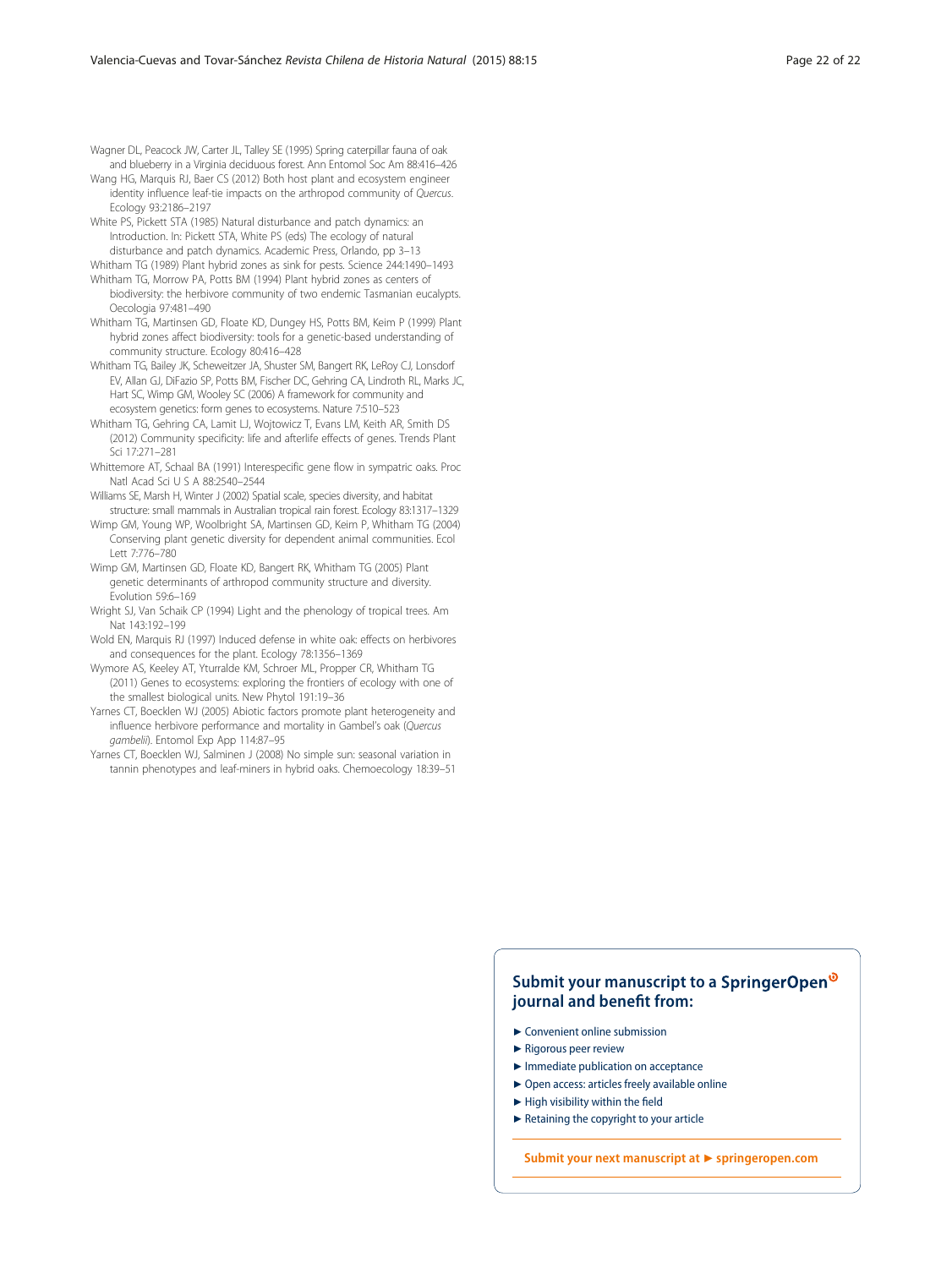Wagner DL, Peacock JW, Carter JL, Talley SE (1995) Spring caterpillar fauna of oak and blueberry in a Virginia deciduous forest. Ann Entomol Soc Am 88:416–426

Wang HG, Marquis RJ, Baer CS (2012) Both host plant and ecosystem engineer identity influence leaf-tie impacts on the arthropod community of *Quercus*. Ecology 93:2186–2197

White PS, Pickett STA (1985) Natural disturbance and patch dynamics: an Introduction. In: Pickett STA, White PS (eds) The ecology of natural disturbance and patch dynamics. Academic Press, Orlando, pp 3–13

Whitham TG (1989) Plant hybrid zones as sink for pests. Science 244:1490–1493

Whitham TG, Morrow PA, Potts BM (1994) Plant hybrid zones as centers of biodiversity: the herbivore community of two endemic Tasmanian eucalypts. Oecologia 97:481–490

Whitham TG, Martinsen GD, Floate KD, Dungey HS, Potts BM, Keim P (1999) Plant hybrid zones affect biodiversity: tools for a genetic-based understanding of community structure. Ecology 80:416–428

Whitham TG, Bailey JK, Scheweitzer JA, Shuster SM, Bangert RK, LeRoy CJ, Lonsdorf EV, Allan GJ, DiFazio SP, Potts BM, Fischer DC, Gehring CA, Lindroth RL, Marks JC, Hart SC, Wimp GM, Wooley SC (2006) A framework for community and ecosystem genetics: form genes to ecosystems. Nature 7:510–523

Whitham TG, Gehring CA, Lamit LJ, Wojtowicz T, Evans LM, Keith AR, Smith DS (2012) Community specificity: life and afterlife effects of genes. Trends Plant Sci 17:271–281

Whittemore AT, Schaal BA (1991) Interespecific gene flow in sympatric oaks. Proc Natl Acad Sci U S A 88:2540–2544

Williams SE, Marsh H, Winter J (2002) Spatial scale, species diversity, and habitat structure: small mammals in Australian tropical rain forest. Ecology 83:1317–1329

Wimp GM, Young WP, Woolbright SA, Martinsen GD, Keim P, Whitham TG (2004) Conserving plant genetic diversity for dependent animal communities. Ecol Lett 7:776–780

Wimp GM, Martinsen GD, Floate KD, Bangert RK, Whitham TG (2005) Plant genetic determinants of arthropod community structure and diversity. Evolution 59:6–169

Wright SJ, Van Schaik CP (1994) Light and the phenology of tropical trees. Am Nat 143:192–199

Wold EN, Marquis RJ (1997) Induced defense in white oak: effects on herbivores and consequences for the plant. Ecology 78:1356–1369

Wymore AS, Keeley AT, Yturralde KM, Schroer ML, Propper CR, Whitham TG (2011) Genes to ecosystems: exploring the frontiers of ecology with one of the smallest biological units. New Phytol 191:19–36

Yarnes CT, Boecklen WJ (2005) Abiotic factors promote plant heterogeneity and influence herbivore performance and mortality in Gambel's oak (*Quercus gambelii*). Entomol Exp App 114:87–95

Yarnes CT, Boecklen WJ, Salminen J (2008) No simple sun: seasonal variation in tannin phenotypes and leaf-miners in hybrid oaks. Chemoecology 18:39–51

**Submit your manuscript to a SpringerOpen journal and benefit from:**

- ► Convenient online submission
- ► Rigorous peer review
- ► Immediate publication on acceptance
- ► Open access: articles freely available online
- ► High visibility within the field
- ► Retaining the copyright to your article

**Submit your next manuscript at ► springeropen.com**